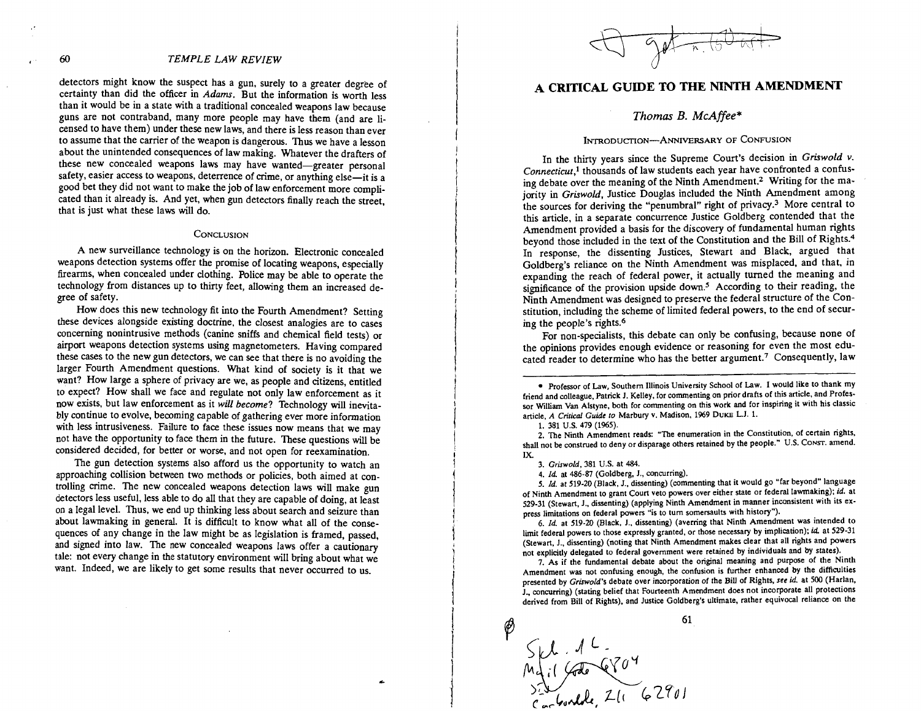detectors might know the suspect has a gun, surely to a greater degree of certainty than did the officer in *Adams*. But the information is worth less than it would be in a state with a traditional concealed weapons law because guns are not contraband, many more people may have them (and are licensed to have them) under these new laws, and there is less reason than ever to assume that the carrier of the weapon is dangerous. Thus we have a lesson about the unintended consequences of law making. Whatever the drafters of these new concealed weapons laws may have wanted—greater personal safety, easier access to weapons, deterrence of crime, or anything else—it is a good bet they did not want to make the job of law enforcement more complicated than it already is. And yet, when gun detectors finally reach the street, that is just what these laws will do.

## CONCLUSION

A new surveillance technology is on the horizon. Electronic concealed weapons detection systems offer the promise of locating weapons, especially firearms, when concealed under clothing. Police may be able to operate the technology from distances up to thirty feet, allowing them an increased degree of safety.

How does this new technology fit into the Fourth Amendment? Setting these devices alongside existing doctrine, the closest analogies are to cases concerning nonintrusive methods (canine sniffs and chemical field tests) or airport weapons detection systems using magnetometers. Having compared these cases to the new gun detectors, we can see that there is no avoiding the larger Fourth Amendment questions. What kind of society is it that we want? How large a sphere of privacy are we, as people and citizens, entitled to expect? How shall we face and regulate not only law enforcement as it now exists, but law enforcement as it *will become*? Technology will inevitably continue to evolve, becoming capable of gathering ever more information with less intrusiveness. Failure to face these issues now means that we may not have the opportunity to face them in the future. These questions will be considered decided, for better or worse, and not open for reexamination.

The gun detection systems also afford us the opportunity to watch an approaching collision between two methods or policies, both aimed at controlling crime. The new concealed weapons detection laws will make gun detectors less useful, less able to do all that they are capable of doing, at least on a legal level. Thus, we end up thinking less about search and seizure than about lawmaking in general. It is difficult to know what all of the consequences of any change in the law might be as legislation is framed, passed, and signed into law. The new concealed weapons laws offer a cautionary tale: not every change in the statutory environment will bring about what we want. Indeed, we are likely to get some results that never occurred to us.

# A CRITICAL GUIDE TO THE NINTH AMENDMENT

*Thomas B. McAffee**

## INTRODUCTION—ANNIVERSARY OF CONFUSION

In the thirty years since the Supreme Court's decision in *Griswold v. Connecticut*,[1] thousands of law students each year have confronted a confusing debate over the meaning of the Ninth Amendment.[2] Writing for the majority in *Griswold*, Justice Douglas included the Ninth Amendment among the sources for deriving the "penumbral" right of privacy.[3] More central to this article, in a separate concurrence Justice Goldberg contended that the Amendment provided a basis for the discovery of fundamental human rights beyond those included in the text of the Constitution and the Bill of Rights.[4] In response, the dissenting Justices, Stewart and Black, argued that Goldberg's reliance on the Ninth Amendment was misplaced, and that, in expanding the reach of federal power, it actually turned the meaning and significance of the provision upside down.[5] According to their reading, the Ninth Amendment was designed to preserve the federal structure of the Constitution, including the scheme of limited federal powers, to the end of securing the people's rights.[6]

For non-specialists, this debate can only be confusing, because none of the opinions provides enough evidence or reasoning for even the most educated reader to determine who has the better argument.[7] Consequently, law

---

\* Professor of Law, Southern Illinois University School of Law. I would like to thank my friend and colleague, Patrick J. Kelley, for commenting on prior drafts of this article, and Professor William Van Alstyne, both for commenting on this work and for inspiring it with his classic article, *A Critical Guide to* Marbury v. Madison, 1969 DUKE L.J. 1.

1. 381 U.S. 479 (1965).

2. The Ninth Amendment reads: "The enumeration in the Constitution, of certain rights, shall not be construed to deny or disparage others retained by the people." U.S. CONST. amend. IX.

3. *Griswold*, 381 U.S. at 484.

4. *Id.* at 486-87 (Goldberg, J., concurring).

5. *Id.* at 519-20 (Black, J., dissenting) (commenting that it would go "far beyond" language of Ninth Amendment to grant Court veto powers over either state or federal lawmaking); *id.* at 529-31 (Stewart, J., dissenting) (applying Ninth Amendment in manner inconsistent with its express limitations on federal powers "is to turn somersaults with history").

6. *Id.* at 519-20 (Black, J., dissenting) (averring that Ninth Amendment was intended to limit federal powers to those expressly granted, or those necessary by implication); *id.* at 529-31 (Stewart, J., dissenting) (noting that Ninth Amendment makes clear that all rights and powers not explicitly delegated to federal government were retained by individuals and by states).

7. As if the fundamental debate about the original meaning and purpose of the Ninth Amendment was not confusing enough, the confusion is further enhanced by the difficulties presented by *Griswold*'s debate over incorporation of the Bill of Rights, *see id.* at 500 (Harlan, J., concurring) (stating belief that Fourteenth Amendment does not incorporate all protections derived from Bill of Rights), and Justice Goldberg's ultimate, rather equivocal reliance on the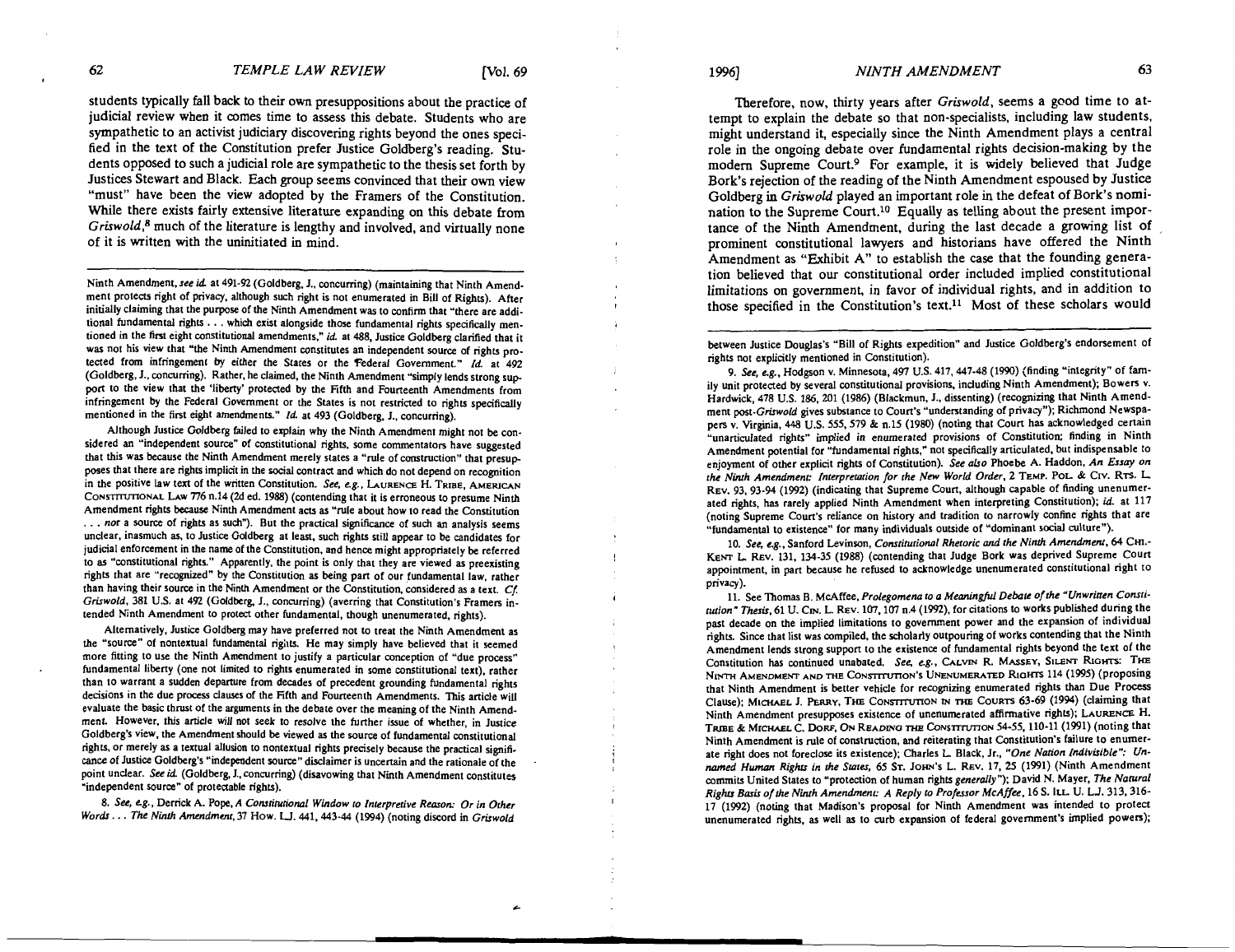students typically fall back to their own presuppositions about the practice of judicial review when it comes time to assess this debate. Students who are sympathetic to an activist judiciary discovering rights beyond the ones specified in the text of the Constitution prefer Justice Goldberg's reading. Students opposed to such a judicial role are sympathetic to the thesis set forth by Justices Stewart and Black. Each group seems convinced that their own view "must" have been the view adopted by the Framers of the Constitution. While there exists fairly extensive literature expanding on this debate from *Griswold*,[8] much of the literature is lengthy and involved, and virtually none of it is written with the uninitiated in mind.

Ninth Amendment, *see id.* at 491-92 (Goldberg, J., concurring) (maintaining that Ninth Amendment protects right of privacy, although such right is not enumerated in Bill of Rights). After initially claiming that the purpose of the Ninth Amendment was to confirm that "there are additional fundamental rights . . . which exist alongside those fundamental rights specifically mentioned in the first eight constitutional amendments," *id.* at 488, Justice Goldberg clarified that it was not his view that "the Ninth Amendment constitutes an independent source of rights protected from infringement by either the States or the Federal Government." *Id.* at 492 (Goldberg, J., concurring). Rather, he claimed, the Ninth Amendment "simply lends strong support to the view that the 'liberty' protected by the Fifth and Fourteenth Amendments from infringement by the Federal Government or the States is not restricted to rights specifically mentioned in the first eight amendments." *Id.* at 493 (Goldberg, J., concurring).

Although Justice Goldberg failed to explain why the Ninth Amendment might not be considered an "independent source" of constitutional rights, some commentators have suggested that this was because the Ninth Amendment merely states a "rule of construction" that presupposes that there are rights implicit in the social contract and which do not depend on recognition in the positive law text of the written Constitution. *See, e.g.*, LAURENCE H. TRIBE, AMERICAN CONSTITUTIONAL LAW 776 n.14 (2d ed. 1988) (contending that it is erroneous to presume Ninth Amendment rights because Ninth Amendment acts as "rule about how to read the Constitution . . . *not* a source of rights as such"). But the practical significance of such an analysis seems unclear, inasmuch as, to Justice Goldberg at least, such rights still appear to be candidates for judicial enforcement in the name of the Constitution, and hence might appropriately be referred to as "constitutional rights." Apparently, the point is only that they are viewed as preexisting rights that are "recognized" by the Constitution as being part of our fundamental law, rather than having their source in the Ninth Amendment or the Constitution, considered as a text. *Cf. Griswold*, 381 U.S. at 492 (Goldberg, J., concurring) (averring that Constitution's Framers intended Ninth Amendment to protect other fundamental, though unenumerated, rights).

Alternatively, Justice Goldberg may have preferred not to treat the Ninth Amendment as the "source" of nontextual fundamental rights. He may simply have believed that it seemed more fitting to use the Ninth Amendment to justify a particular conception of "due process" fundamental liberty (one not limited to rights enumerated in some constitutional text), rather than to warrant a sudden departure from decades of precedent grounding fundamental rights decisions in the due process clauses of the Fifth and Fourteenth Amendments. This article will evaluate the basic thrust of the arguments in the debate over the meaning of the Ninth Amendment. However, this article will not seek to resolve the further issue of whether, in Justice Goldberg's view, the Amendment should be viewed as the source of fundamental constitutional rights, or merely as a textual allusion to nontextual rights precisely because the practical significance of Justice Goldberg's "independent source" disclaimer is uncertain and the rationale of the point unclear. *See id.* (Goldberg, J., concurring) (disavowing that Ninth Amendment constitutes "independent source" of protectable rights).

8. *See, e.g.*, Derrick A. Pope, *A Constitutional Window to Interpretive Reason: Or in Other Words . . . The Ninth Amendment*, 37 How. L.J. 441, 443-44 (1994) (noting discord in *Griswold* between Justice Douglas's "Bill of Rights expedition" and Justice Goldberg's endorsement of rights not explicitly mentioned in Constitution).

Therefore, now, thirty years after *Griswold*, seems a good time to attempt to explain the debate so that non-specialists, including law students, might understand it, especially since the Ninth Amendment plays a central role in the ongoing debate over fundamental rights decision-making by the modern Supreme Court.[9] For example, it is widely believed that Judge Bork's rejection of the reading of the Ninth Amendment espoused by Justice Goldberg in *Griswold* played an important role in the defeat of Bork's nomination to the Supreme Court.[10] Equally as telling about the present importance of the Ninth Amendment, during the last decade a growing list of prominent constitutional lawyers and historians have offered the Ninth Amendment as "Exhibit A" to establish the case that the founding generation believed that our constitutional order included implied constitutional limitations on government, in favor of individual rights, and in addition to those specified in the Constitution's text.[11] Most of these scholars would

9. *See, e.g.*, Hodgson v. Minnesota, 497 U.S. 417, 447-48 (1990) (finding "integrity" of family unit protected by several constitutional provisions, including Ninth Amendment); Bowers v. Hardwick, 478 U.S. 186, 201 (1986) (Blackmun, J., dissenting) (recognizing that Ninth Amendment post-*Griswold* gives substance to Court's "understanding of privacy"); Richmond Newspapers v. Virginia, 448 U.S. 555, 579 & n.15 (1980) (noting that Court has acknowledged certain "unarticulated rights" implied in enumerated provisions of Constitution; finding in Ninth Amendment potential for "fundamental rights," not specifically articulated, but indispensable to enjoyment of other explicit rights of Constitution). *See also* Phoebe A. Haddon, *An Essay on the Ninth Amendment: Interpretation for the New World Order*, 2 TEMP. POL. & CIV. RTS. L. REV. 93, 93-94 (1992) (indicating that Supreme Court, although capable of finding unenumerated rights, has rarely applied Ninth Amendment when interpreting Constitution); *id.* at 117 (noting Supreme Court's reliance on history and tradition to narrowly confine rights that are "fundamental to existence" for many individuals outside of "dominant social culture").

10. *See, e.g.*, Sanford Levinson, *Constitutional Rhetoric and the Ninth Amendment*, 64 CHI.-KENT L. REV. 131, 134-35 (1988) (contending that Judge Bork was deprived Supreme Court appointment, in part because he refused to acknowledge unenumerated constitutional right to privacy).

11. See Thomas B. McAffee, *Prolegomena to a Meaningful Debate of the "Unwritten Constitution" Thesis*, 61 U. CIN. L. REV. 107, 107 n.4 (1992), for citations to works published during the past decade on the implied limitations to government power and the expansion of individual rights. Since that list was compiled, the scholarly outpouring of works contending that the Ninth Amendment lends strong support to the existence of fundamental rights beyond the text of the Constitution has continued unabated. *See, e.g.*, CALVIN R. MASSEY, SILENT RIGHTS: THE NINTH AMENDMENT AND THE CONSTITUTION'S UNENUMERATED RIGHTS 114 (1995) (proposing that Ninth Amendment is better vehicle for recognizing enumerated rights than Due Process Clause); MICHAEL J. PERRY, THE CONSTITUTION IN THE COURTS 63-69 (1994) (claiming that Ninth Amendment presupposes existence of unenumerated affirmative rights); LAURENCE H. TRIBE & MICHAEL C. DORF, ON READING THE CONSTITUTION 54-55, 110-11 (1991) (noting that Ninth Amendment is rule of construction, and reiterating that Constitution's failure to enumerate right does not foreclose its existence); Charles L. Black, Jr., *"One Nation Indivisible": Unnamed Human Rights in the States*, 65 ST. JOHN'S L. REV. 17, 25 (1991) (Ninth Amendment commits United States to "protection of human rights *generally*"); David N. Mayer, *The Natural Rights Basis of the Ninth Amendment: A Reply to Professor McAffee*, 16 S. ILL. U. L.J. 313, 316-17 (1992) (noting that Madison's proposal for Ninth Amendment was intended to protect unenumerated rights, as well as to curb expansion of federal government's implied powers);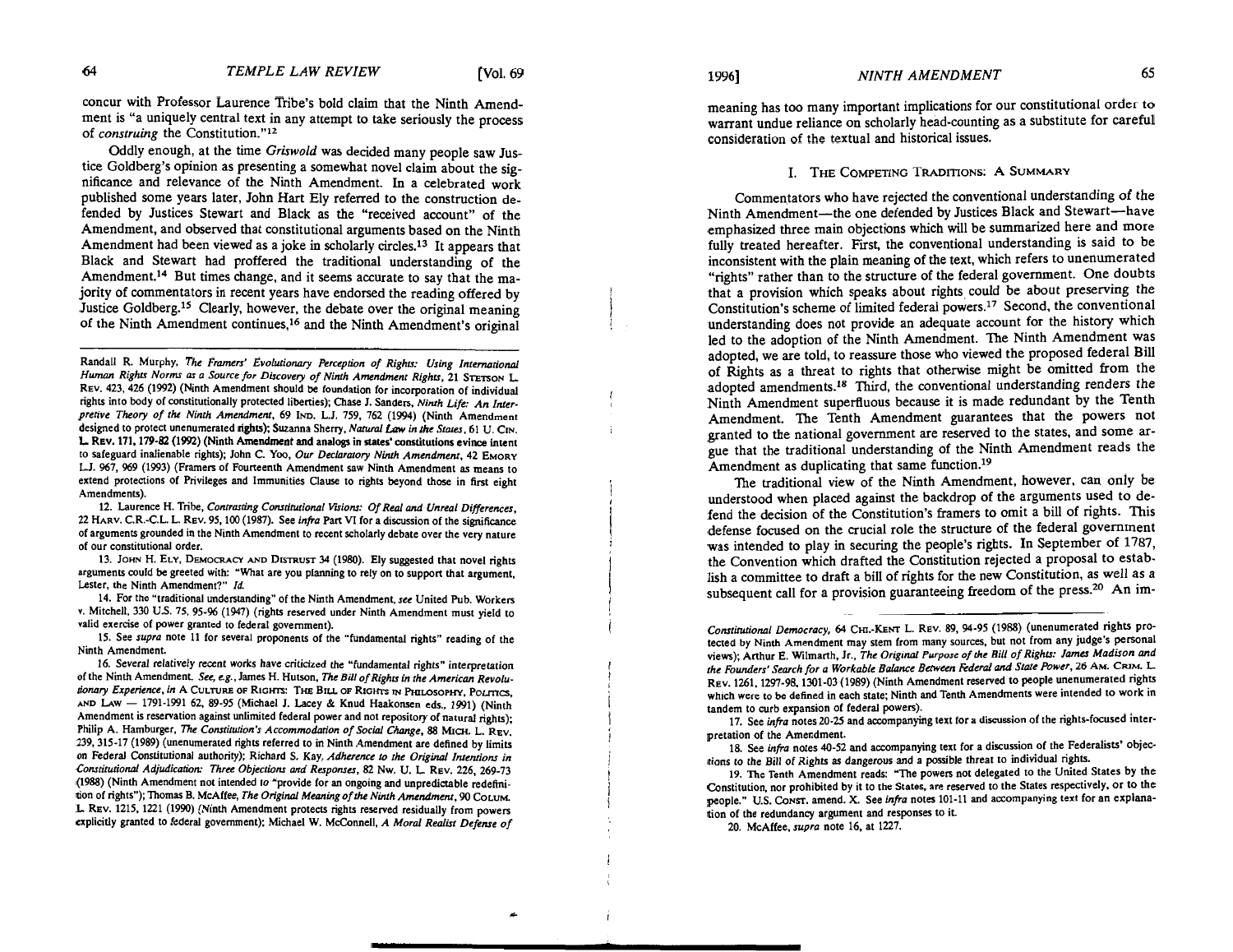concur with Professor Laurence Tribe's bold claim that the Ninth Amendment is "a uniquely central text in any attempt to take seriously the process of *construing* the Constitution."[12]

Oddly enough, at the time *Griswold* was decided many people saw Justice Goldberg's opinion as presenting a somewhat novel claim about the significance and relevance of the Ninth Amendment. In a celebrated work published some years later, John Hart Ely referred to the construction defended by Justices Stewart and Black as the "received account" of the Amendment, and observed that constitutional arguments based on the Ninth Amendment had been viewed as a joke in scholarly circles.[13] It appears that Black and Stewart had proffered the traditional understanding of the Amendment.[14] But times change, and it seems accurate to say that the majority of commentators in recent years have endorsed the reading offered by Justice Goldberg.[15] Clearly, however, the debate over the original meaning of the Ninth Amendment continues,[16] and the Ninth Amendment's original meaning has too many important implications for our constitutional order to warrant undue reliance on scholarly head-counting as a substitute for careful consideration of the textual and historical issues.

## I. The Competing Traditions: A Summary

Commentators who have rejected the conventional understanding of the Ninth Amendment—the one defended by Justices Black and Stewart—have emphasized three main objections which will be summarized here and more fully treated hereafter. First, the conventional understanding is said to be inconsistent with the plain meaning of the text, which refers to unenumerated "rights" rather than to the structure of the federal government. One doubts that a provision which speaks about rights could be about preserving the Constitution's scheme of limited federal powers.[17] Second, the conventional understanding does not provide an adequate account for the history which led to the adoption of the Ninth Amendment. The Ninth Amendment was adopted, we are told, to reassure those who viewed the proposed federal Bill of Rights as a threat to rights that otherwise might be omitted from the adopted amendments.[18] Third, the conventional understanding renders the Ninth Amendment superfluous because it is made redundant by the Tenth Amendment. The Tenth Amendment guarantees that the powers not granted to the national government are reserved to the states, and some argue that the traditional understanding of the Ninth Amendment reads the Amendment as duplicating that same function.[19]

The traditional view of the Ninth Amendment, however, can only be understood when placed against the backdrop of the arguments used to defend the decision of the Constitution's framers to omit a bill of rights. This defense focused on the crucial role the structure of the federal government was intended to play in securing the people's rights. In September of 1787, the Convention which drafted the Constitution rejected a proposal to establish a committee to draft a bill of rights for the new Constitution, as well as a subsequent call for a provision guaranteeing freedom of the press.[20] An im-

---

Randall R. Murphy, *The Framers' Evolutionary Perception of Rights: Using International Human Rights Norms as a Source for Discovery of Ninth Amendment Rights*, 21 Stetson L. Rev. 423, 426 (1992) (Ninth Amendment should be foundation for incorporation of individual rights into body of constitutionally protected liberties); Chase J. Sanders, *Ninth Life: An Interpretive Theory of the Ninth Amendment*, 69 Ind. L.J. 759, 762 (1994) (Ninth Amendment designed to protect unenumerated rights); Suzanna Sherry, *Natural Law in the States*, 61 U. Cin. L. Rev. 171, 179-82 (1992) (Ninth Amendment and analogs in states' constitutions evince intent to safeguard inalienable rights); John C. Yoo, *Our Declaratory Ninth Amendment*, 42 Emory L.J. 967, 969 (1993) (Framers of Fourteenth Amendment saw Ninth Amendment as means to extend protections of Privileges and Immunities Clause to rights beyond those in first eight Amendments).

12. Laurence H. Tribe, *Contrasting Constitutional Visions: Of Real and Unreal Differences*, 22 Harv. C.R.-C.L. L. Rev. 95, 100 (1987). See *infra* Part VI for a discussion of the significance of arguments grounded in the Ninth Amendment to recent scholarly debate over the very nature of our constitutional order.

13. John H. Ely, Democracy and Distrust 34 (1980). Ely suggested that novel rights arguments could be greeted with: "What are you planning to rely on to support that argument, Lester, the Ninth Amendment?" *Id.*

14. For the "traditional understanding" of the Ninth Amendment, *see* United Pub. Workers v. Mitchell, 330 U.S. 75, 95-96 (1947) (rights reserved under Ninth Amendment must yield to valid exercise of power granted to federal government).

15. See *supra* note 11 for several proponents of the "fundamental rights" reading of the Ninth Amendment.

16. Several relatively recent works have criticized the "fundamental rights" interpretation of the Ninth Amendment. *See, e.g.*, James H. Hutson, *The Bill of Rights in the American Revolutionary Experience*, *in* A Culture of Rights: The Bill of Rights in Philosophy, Politics, and Law — 1791-1991 62, 89-95 (Michael J. Lacey & Knud Haakonsen eds., 1991) (Ninth Amendment is reservation against unlimited federal power and not repository of natural rights); Philip A. Hamburger, *The Constitution's Accommodation of Social Change*, 88 Mich. L. Rev. 239, 315-17 (1989) (unenumerated rights referred to in Ninth Amendment are defined by limits on Federal Constitutional authority); Richard S. Kay, *Adherence to the Original Intentions in Constitutional Adjudication: Three Objections and Responses*, 82 Nw. U. L. Rev. 226, 269-73 (1988) (Ninth Amendment not intended to "provide for an ongoing and unpredictable redefinition of rights"); Thomas B. McAffee, *The Original Meaning of the Ninth Amendment*, 90 Colum. L. Rev. 1215, 1221 (1990) (Ninth Amendment protects rights reserved residually from powers explicitly granted to federal government); Michael W. McConnell, *A Moral Realist Defense of Constitutional Democracy*, 64 Chi.-Kent L. Rev. 89, 94-95 (1988) (unenumerated rights protected by Ninth Amendment may stem from many sources, but not from any judge's personal views); Arthur E. Wilmarth, Jr., *The Original Purpose of the Bill of Rights: James Madison and the Founders' Search for a Workable Balance Between Federal and State Power*, 26 Am. Crim. L. Rev. 1261, 1297-98, 1301-03 (1989) (Ninth Amendment reserved to people unenumerated rights which were to be defined in each state; Ninth and Tenth Amendments were intended to work in tandem to curb expansion of federal powers).

17. See *infra* notes 20-25 and accompanying text for a discussion of the rights-focused interpretation of the Amendment.

18. See *infra* notes 40-52 and accompanying text for a discussion of the Federalists' objections to the Bill of Rights as dangerous and a possible threat to individual rights.

19. The Tenth Amendment reads: "The powers not delegated to the United States by the Constitution, nor prohibited by it to the States, are reserved to the States respectively, or to the people." U.S. Const. amend. X. See *infra* notes 101-11 and accompanying text for an explanation of the redundancy argument and responses to it.

20. McAffee, *supra* note 16, at 1227.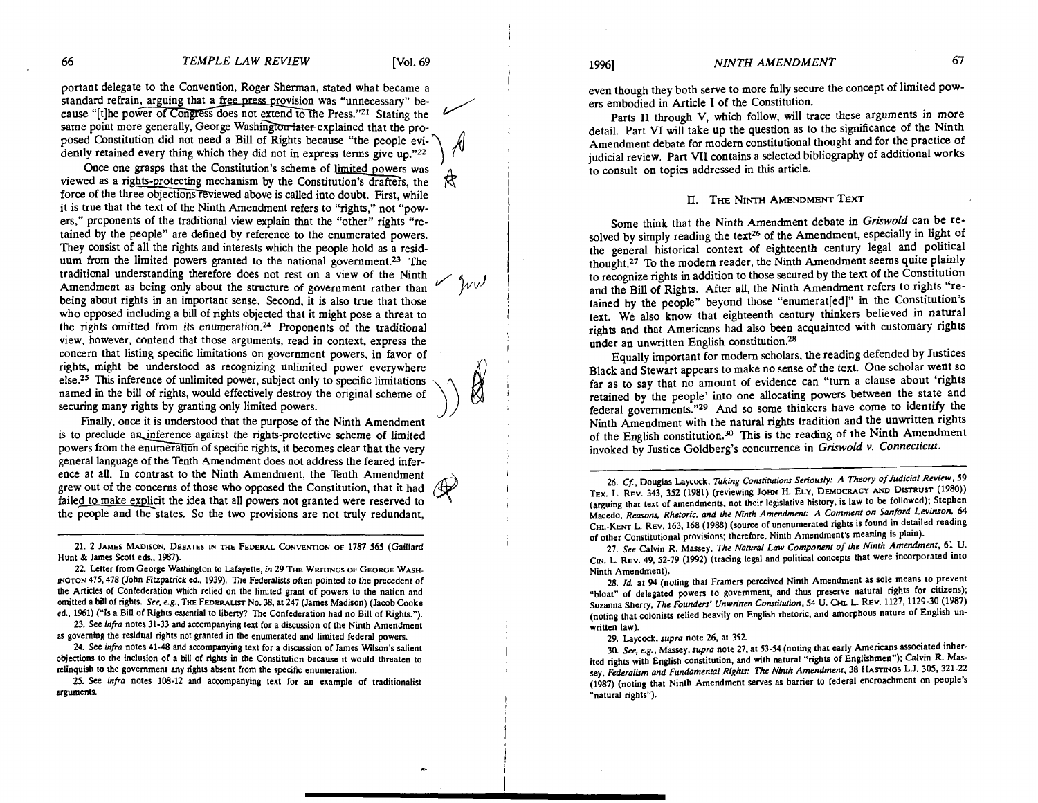portant delegate to the Convention, Roger Sherman, stated what became a standard refrain, arguing that a free press provision was "unnecessary" because "[t]he power of Congress does not extend to the Press."[21] Stating the same point more generally, George Washington later explained that the proposed Constitution did not need a Bill of Rights because "the people evidently retained every thing which they did not in express terms give up."[22]

Once one grasps that the Constitution's scheme of limited powers was viewed as a rights-protecting mechanism by the Constitution's drafters, the force of the three objections reviewed above is called into doubt. First, while it is true that the text of the Ninth Amendment refers to "rights," not "powers," proponents of the traditional view explain that the "other" rights "retained by the people" are defined by reference to the enumerated powers. They consist of all the rights and interests which the people hold as a residuum from the limited powers granted to the national government.[23] The traditional understanding therefore does not rest on a view of the Ninth Amendment as being only about the structure of government rather than being about rights in an important sense. Second, it is also true that those who opposed including a bill of rights objected that it might pose a threat to the rights omitted from its enumeration.[24] Proponents of the traditional view, however, contend that those arguments, read in context, express the concern that listing specific limitations on government powers, in favor of rights, might be understood as recognizing unlimited power everywhere else.[25] This inference of unlimited power, subject only to specific limitations named in the bill of rights, would effectively destroy the original scheme of securing many rights by granting only limited powers.

Finally, once it is understood that the purpose of the Ninth Amendment is to preclude an inference against the rights-protective scheme of limited powers from the enumeration of specific rights, it becomes clear that the very general language of the Tenth Amendment does not address the feared inference at all. In contrast to the Ninth Amendment, the Tenth Amendment grew out of the concerns of those who opposed the Constitution, that it had failed to make explicit the idea that all powers not granted were reserved to the people and the states. So the two provisions are not truly redundant, even though they both serve to more fully secure the concept of limited powers embodied in Article I of the Constitution.

Parts II through V, which follow, will trace these arguments in more detail. Part VI will take up the question as to the significance of the Ninth Amendment debate for modern constitutional thought and for the practice of judicial review. Part VII contains a selected bibliography of additional works to consult on topics addressed in this article.

## II. The Ninth Amendment Text

Some think that the Ninth Amendment debate in *Griswold* can be resolved by simply reading the text[26] of the Amendment, especially in light of the general historical context of eighteenth century legal and political thought.[27] To the modern reader, the Ninth Amendment seems quite plainly to recognize rights in addition to those secured by the text of the Constitution and the Bill of Rights. After all, the Ninth Amendment refers to rights "retained by the people" beyond those "enumerat[ed]" in the Constitution's text. We also know that eighteenth century thinkers believed in natural rights and that Americans had also been acquainted with customary rights under an unwritten English constitution.[28]

Equally important for modern scholars, the reading defended by Justices Black and Stewart appears to make no sense of the text. One scholar went so far as to say that no amount of evidence can "turn a clause about 'rights retained by the people' into one allocating powers between the state and federal governments."[29] And so some thinkers have come to identify the Ninth Amendment with the natural rights tradition and the unwritten rights of the English constitution.[30] This is the reading of the Ninth Amendment invoked by Justice Goldberg's concurrence in *Griswold v. Connecticut*.

---

21. 2 James Madison, Debates in the Federal Convention of 1787 565 (Gaillard Hunt & James Scott eds., 1987).

22. Letter from George Washington to Lafayette, *in* 29 The Writings of George Washington 475, 478 (John Fitzpatrick ed., 1939). The Federalists often pointed to the precedent of the Articles of Confederation which relied on the limited grant of powers to the nation and omitted a bill of rights. *See, e.g.*, The Federalist No. 38, at 247 (James Madison) (Jacob Cooke ed., 1961) ("Is a Bill of Rights essential to liberty? The Confederation had no Bill of Rights.").

23. See *infra* notes 31-33 and accompanying text for a discussion of the Ninth Amendment as governing the residual rights not granted in the enumerated and limited federal powers.

24. See *infra* notes 41-48 and accompanying text for a discussion of James Wilson's salient objections to the inclusion of a bill of rights in the Constitution because it would threaten to relinquish to the government any rights absent from the specific enumeration.

25. See *infra* notes 108-12 and accompanying text for an example of traditionalist arguments.

26. *Cf.*, Douglas Laycock, *Taking Constitutions Seriously: A Theory of Judicial Review*, 59 Tex. L. Rev. 343, 352 (1981) (reviewing John H. Ely, Democracy and Distrust (1980)) (arguing that text of amendments, not their legislative history, is law to be followed); Stephen Macedo, *Reasons, Rhetoric, and the Ninth Amendment: A Comment on Sanford Levinson*, 64 Chi.-Kent L. Rev. 163, 168 (1988) (source of unenumerated rights is found in detailed reading of other Constitutional provisions; therefore, Ninth Amendment's meaning is plain).

27. *See* Calvin R. Massey, *The Natural Law Component of the Ninth Amendment*, 61 U. Cin. L. Rev. 49, 52-79 (1992) (tracing legal and political concepts that were incorporated into Ninth Amendment).

28. *Id.* at 94 (noting that Framers perceived Ninth Amendment as sole means to prevent "bloat" of delegated powers to government, and thus preserve natural rights for citizens); Suzanna Sherry, *The Founders' Unwritten Constitution*, 54 U. Chi. L. Rev. 1127, 1129-30 (1987) (noting that colonists relied heavily on English rhetoric, and amorphous nature of English unwritten law).

29. Laycock, *supra* note 26, at 352.

30. *See, e.g.*, Massey, *supra* note 27, at 53-54 (noting that early Americans associated inherited rights with English constitution, and with natural "rights of Englishmen"); Calvin R. Massey, *Federalism and Fundamental Rights: The Ninth Amendment*, 38 Hastings L.J. 305, 321-22 (1987) (noting that Ninth Amendment serves as barrier to federal encroachment on people's "natural rights").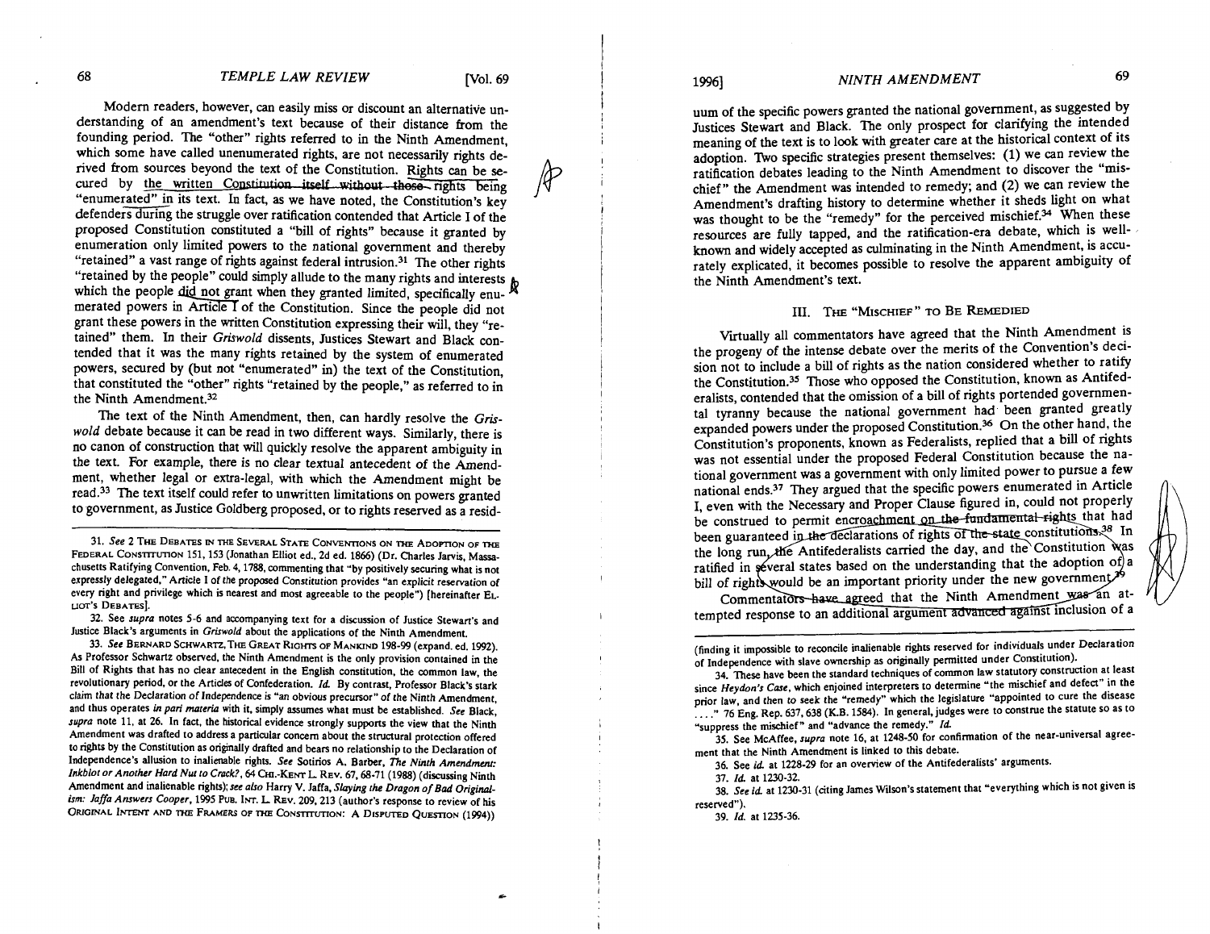Modern readers, however, can easily miss or discount an alternative understanding of an amendment's text because of their distance from the founding period. The "other" rights referred to in the Ninth Amendment, which some have called unenumerated rights, are not necessarily rights derived from sources beyond the text of the Constitution. Rights can be secured by the written Constitution itself without those rights being "enumerated" in its text. In fact, as we have noted, the Constitution's key defenders during the struggle over ratification contended that Article I of the proposed Constitution constituted a "bill of rights" because it granted by enumeration only limited powers to the national government and thereby "retained" a vast range of rights against federal intrusion.[31] The other rights "retained by the people" could simply allude to the many rights and interests which the people did not grant when they granted limited, specifically enumerated powers in Article I of the Constitution. Since the people did not grant these powers in the written Constitution expressing their will, they "retained" them. In their *Griswold* dissents, Justices Stewart and Black contended that it was the many rights retained by the system of enumerated powers, secured by (but not "enumerated" in) the text of the Constitution, that constituted the "other" rights "retained by the people," as referred to in the Ninth Amendment.[32]

The text of the Ninth Amendment, then, can hardly resolve the *Griswold* debate because it can be read in two different ways. Similarly, there is no canon of construction that will quickly resolve the apparent ambiguity in the text. For example, there is no clear textual antecedent of the Amendment, whether legal or extra-legal, with which the Amendment might be read.[33] The text itself could refer to unwritten limitations on powers granted to government, as Justice Goldberg proposed, or to rights reserved as a residuum of the specific powers granted the national government, as suggested by Justices Stewart and Black. The only prospect for clarifying the intended meaning of the text is to look with greater care at the historical context of its adoption. Two specific strategies present themselves: (1) we can review the ratification debates leading to the Ninth Amendment to discover the "mischief" the Amendment was intended to remedy; and (2) we can review the Amendment's drafting history to determine whether it sheds light on what was thought to be the "remedy" for the perceived mischief.[34] When these resources are fully tapped, and the ratification-era debate, which is well-known and widely accepted as culminating in the Ninth Amendment, is accurately explicated, it becomes possible to resolve the apparent ambiguity of the Ninth Amendment's text.

## III. The "Mischief" to Be Remedied

Virtually all commentators have agreed that the Ninth Amendment is the progeny of the intense debate over the merits of the Convention's decision not to include a bill of rights as the nation considered whether to ratify the Constitution.[35] Those who opposed the Constitution, known as Antifederalists, contended that the omission of a bill of rights portended governmental tyranny because the national government had been granted greatly expanded powers under the proposed Constitution.[36] On the other hand, the Constitution's proponents, known as Federalists, replied that a bill of rights was not essential under the proposed Federal Constitution because the national government was a government with only limited power to pursue a few national ends.[37] They argued that the specific powers enumerated in Article I, even with the Necessary and Proper Clause figured in, could not properly be construed to permit encroachment on the fundamental rights that had been guaranteed in the declarations of rights of the state constitutions.[38] In the long run, the Antifederalists carried the day, and the Constitution was ratified in several states based on the understanding that the adoption of a bill of rights would be an important priority under the new government.[39]

Commentators have agreed that the Ninth Amendment was an attempted response to an additional argument advanced against inclusion of a

---

31. *See* 2 The Debates in the Several State Conventions on the Adoption of the Federal Constitution 151, 153 (Jonathan Elliot ed., 2d ed. 1866) (Dr. Charles Jarvis, Massachusetts Ratifying Convention, Feb. 4, 1788, commenting that "by positively securing what is not expressly delegated," Article I of the proposed Constitution provides "an explicit reservation of every right and privilege which is nearest and most agreeable to the people") [hereinafter Elliot's Debates].

32. See *supra* notes 5-6 and accompanying text for a discussion of Justice Stewart's and Justice Black's arguments in *Griswold* about the applications of the Ninth Amendment.

33. *See* Bernard Schwartz, The Great Rights of Mankind 198-99 (expand. ed. 1992). As Professor Schwartz observed, the Ninth Amendment is the only provision contained in the Bill of Rights that has no clear antecedent in the English constitution, the common law, the revolutionary period, or the Articles of Confederation. *Id.* By contrast, Professor Black's stark claim that the Declaration of Independence is "an obvious precursor" of the Ninth Amendment, and thus operates *in pari materia* with it, simply assumes what must be established. *See* Black, *supra* note 11, at 26. In fact, the historical evidence strongly supports the view that the Ninth Amendment was drafted to address a particular concern about the structural protection offered to rights by the Constitution as originally drafted and bears no relationship to the Declaration of Independence's allusion to inalienable rights. *See* Sotirios A. Barber, *The Ninth Amendment: Inkblot or Another Hard Nut to Crack?*, 64 Chi.-Kent L. Rev. 67, 68-71 (1988) (discussing Ninth Amendment and inalienable rights); *see also* Harry V. Jaffa, *Slaying the Dragon of Bad Originalism: Jaffa Answers Cooper*, 1995 Pub. Int. L. Rev. 209, 213 (author's response to review of his Original Intent and the Framers of the Constitution: A Disputed Question (1994)) (finding it impossible to reconcile inalienable rights reserved for individuals under Declaration of Independence with slave ownership as originally permitted under Constitution).

34. These have been the standard techniques of common law statutory construction at least since *Heydon's Case*, which enjoined interpreters to determine "the mischief and defect" in the prior law, and then to seek the "remedy" which the legislature "appointed to cure the disease . . . ." 76 Eng. Rep. 637, 638 (K.B. 1584). In general, judges were to construe the statute so as to "suppress the mischief" and "advance the remedy." *Id.*

35. See McAffee, *supra* note 16, at 1248-50 for confirmation of the near-universal agreement that the Ninth Amendment is linked to this debate.

36. See *id.* at 1228-29 for an overview of the Antifederalists' arguments.

37. *Id.* at 1230-32.

38. *See id.* at 1230-31 (citing James Wilson's statement that "everything which is not given is reserved").

39. *Id.* at 1235-36.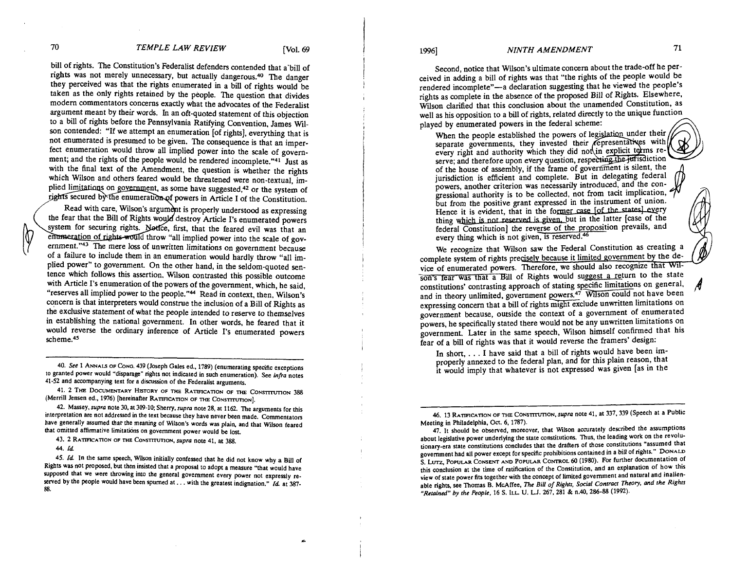bill of rights. The Constitution's Federalist defenders contended that a bill of rights was not merely unnecessary, but actually dangerous.[40] The danger they perceived was that the rights enumerated in a bill of rights would be taken as the only rights retained by the people. The question that divides modern commentators concerns exactly what the advocates of the Federalist argument meant by their words. In an oft-quoted statement of this objection to a bill of rights before the Pennsylvania Ratifying Convention, James Wilson contended: "If we attempt an enumeration [of rights], everything that is not enumerated is presumed to be given. The consequence is that an imperfect enumeration would throw all implied power into the scale of government; and the rights of the people would be rendered incomplete."[41] Just as with the final text of the Amendment, the question is whether the rights which Wilson and others feared would be threatened were non-textual, implied limitations on government, as some have suggested,[42] or the system of rights secured by the enumeration of powers in Article I of the Constitution.

Read with care, Wilson's argument is properly understood as expressing the fear that the Bill of Rights would destroy Article I's enumerated powers system for securing rights. Notice, first, that the feared evil was that an enumeration of rights would throw "all implied power into the scale of government."[43] The mere loss of unwritten *limitations* on government because of a failure to include them in an enumeration would hardly throw "all implied power" to government. On the other hand, in the seldom-quoted sentence which follows this assertion, Wilson contrasted this possible outcome with Article I's enumeration of the powers of the government, which, he said, "reserves all implied power to the people."[44] Read in context, then, Wilson's concern is that interpreters would construe the inclusion of a Bill of Rights as the exclusive statement of what the people intended to reserve to themselves in establishing the national government. In other words, he feared that it would reverse the ordinary inference of Article I's enumerated powers scheme.[45]

Second, notice that Wilson's ultimate concern about the trade-off he perceived in adding a bill of rights was that "the rights of the people would be rendered incomplete"—a declaration suggesting that he viewed the people's rights as complete in the absence of the proposed Bill of Rights. Elsewhere, Wilson clarified that this conclusion about the unamended Constitution, as well as his opposition to a bill of rights, related directly to the unique function played by enumerated powers in the federal scheme:

> When the people established the powers of legislation under their separate governments, they invested their representatives with every right and authority which they did not in explicit terms reserve; and therefore upon every question, respecting the jurisdiction of the house of assembly, if the frame of government is silent, the jurisdiction is efficient and complete. But in delegating federal powers, another criterion was necessarily introduced, and the congressional authority is to be collected, not from tacit implication, but from the positive grant expressed in the instrument of union. Hence it is evident, that in the former case [of the states] every thing which is not reserved is given, but in the latter [case of the federal Constitution] the reverse of the proposition prevails, and every thing which is not given, is reserved.[46]

We recognize that Wilson saw the Federal Constitution as creating a complete system of rights precisely because it limited government by the device of enumerated powers. Therefore, we should also recognize that Wilson's fear was that a Bill of Rights would suggest a return to the state constitutions' contrasting approach of stating specific limitations on general, and in theory unlimited, government powers.[47] Wilson could not have been expressing concern that a bill of rights might exclude unwritten limitations on government because, outside the context of a government of enumerated powers, he specifically stated there would not be any unwritten limitations on government. Later in the same speech, Wilson himself confirmed that his fear of a bill of rights was that it would reverse the framers' design:

> In short, . . . I have said that a bill of rights would have been improperly annexed to the federal plan, and for this plain reason, that it would imply that whatever is not expressed was given [as in the

---

40. *See* 1 ANNALS OF CONG. 439 (Joseph Gales ed., 1789) (enumerating specific exceptions to granted power would "disparage" rights not indicated in such enumeration). *See infra* notes 41-52 and accompanying text for a discussion of the Federalist arguments.

41. 2 THE DOCUMENTARY HISTORY OF THE RATIFICATION OF THE CONSTITUTION 388 (Merrill Jensen ed., 1976) [hereinafter RATIFICATION OF THE CONSTITUTION].

42. Massey, *supra* note 30, at 309-10; Sherry, *supra* note 28, at 1162. The arguments for this interpretation are not addressed in the text because they have never been made. Commentators have generally assumed that the meaning of Wilson's words was plain, and that Wilson feared that omitted affirmative limitations on government power would be lost.

43. 2 RATIFICATION OF THE CONSTITUTION, *supra* note 41, at 388.

44. *Id.*

45. *Id.* In the same speech, Wilson initially confessed that he did not know why a Bill of Rights was not proposed, but then insisted that a proposal to adopt a measure "that would have supposed that we were throwing into the general government every power not expressly reserved by the people would have been spurned at . . . with the greatest indignation." *Id.* at 387-88.

46. 13 RATIFICATION OF THE CONSTITUTION, *supra* note 41, at 337, 339 (Speech at a Public Meeting in Philadelphia, Oct. 6, 1787).

47. It should be observed, moreover, that Wilson accurately described the assumptions about legislative power underlying the state constitutions. Thus, the leading work on the revolutionary-era state constitutions concludes that the drafters of those constitutions "assumed that government had all power except for specific prohibitions contained in a bill of rights." DONALD S. LUTZ, POPULAR CONSENT AND POPULAR CONTROL 60 (1980). For further documentation of this conclusion at the time of ratification of the Constitution, and an explanation of how this view of state power fits together with the concept of limited government and natural and inalienable rights, see Thomas B. McAffee, *The Bill of Rights, Social Contract Theory, and the Rights "Retained" by the People*, 16 S. ILL. U. L.J. 267, 281 & n.40, 286-88 (1992).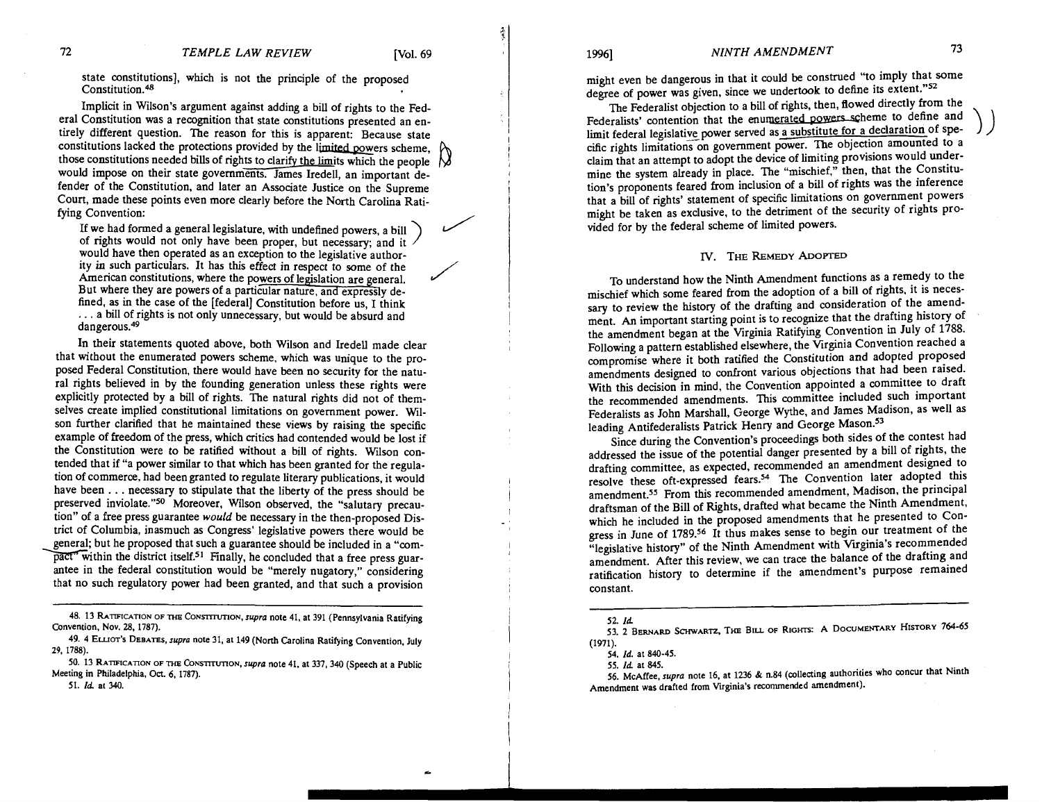state constitutions], which is not the principle of the proposed Constitution.[48]

Implicit in Wilson's argument against adding a bill of rights to the Federal Constitution was a recognition that state constitutions presented an entirely different question. The reason for this is apparent: Because state constitutions lacked the protections provided by the limited powers scheme, those constitutions needed bills of rights to clarify the limits which the people would impose on their state governments. James Iredell, an important defender of the Constitution, and later an Associate Justice on the Supreme Court, made these points even more clearly before the North Carolina Ratifying Convention:

> If we had formed a general legislature, with undefined powers, a bill of rights would not only have been proper, but necessary; and it would have then operated as an exception to the legislative authority in such particulars. It has this effect in respect to some of the American constitutions, where the powers of legislation are general. But where they are powers of a particular nature, and expressly defined, as in the case of the [federal] Constitution before us, I think . . . a bill of rights is not only unnecessary, but would be absurd and dangerous.[49]

In their statements quoted above, both Wilson and Iredell made clear that without the enumerated powers scheme, which was unique to the proposed Federal Constitution, there would have been no security for the natural rights believed in by the founding generation unless these rights were explicitly protected by a bill of rights. The natural rights did not of themselves create implied constitutional limitations on government power. Wilson further clarified that he maintained these views by raising the specific example of freedom of the press, which critics had contended would be lost if the Constitution were to be ratified without a bill of rights. Wilson contended that if "a power similar to that which has been granted for the regulation of commerce, had been granted to regulate literary publications, it would have been . . . necessary to stipulate that the liberty of the press should be preserved inviolate."[50] Moreover, Wilson observed, the "salutary precaution" of a free press guarantee *would* be necessary in the then-proposed District of Columbia, inasmuch as Congress' legislative powers there would be general; but he proposed that such a guarantee should be included in a "compact" within the district itself.[51] Finally, he concluded that a free press guarantee in the federal constitution would be "merely nugatory," considering that no such regulatory power had been granted, and that such a provision might even be dangerous in that it could be construed "to imply that some degree of power was given, since we undertook to define its extent."[52]

The Federalist objection to a bill of rights, then, flowed directly from the Federalists' contention that the enumerated powers scheme to define and limit federal legislative power served as a substitute for a declaration of specific rights limitations on government power. The objection amounted to a claim that an attempt to adopt the device of limiting provisions would undermine the system already in place. The "mischief," then, that the Constitution's proponents feared from inclusion of a bill of rights was the inference that a bill of rights' statement of specific limitations on government powers might be taken as exclusive, to the detriment of the security of rights provided for by the federal scheme of limited powers.

## IV. The Remedy Adopted

To understand how the Ninth Amendment functions as a remedy to the mischief which some feared from the adoption of a bill of rights, it is necessary to review the history of the drafting and consideration of the amendment. An important starting point is to recognize that the drafting history of the amendment began at the Virginia Ratifying Convention in July of 1788. Following a pattern established elsewhere, the Virginia Convention reached a compromise where it both ratified the Constitution and adopted proposed amendments designed to confront various objections that had been raised. With this decision in mind, the Convention appointed a committee to draft the recommended amendments. This committee included such important Federalists as John Marshall, George Wythe, and James Madison, as well as leading Antifederalists Patrick Henry and George Mason.[53]

Since during the Convention's proceedings both sides of the contest had addressed the issue of the potential danger presented by a bill of rights, the drafting committee, as expected, recommended an amendment designed to resolve these oft-expressed fears.[54] The Convention later adopted this amendment.[55] From this recommended amendment, Madison, the principal draftsman of the Bill of Rights, drafted what became the Ninth Amendment, which he included in the proposed amendments that he presented to Congress in June of 1789.[56] It thus makes sense to begin our treatment of the "legislative history" of the Ninth Amendment with Virginia's recommended amendment. After this review, we can trace the balance of the drafting and ratification history to determine if the amendment's purpose remained constant.

---

48. 13 Ratification of the Constitution, *supra* note 41, at 391 (Pennsylvania Ratifying Convention, Nov. 28, 1787).

49. 4 Elliot's Debates, *supra* note 31, at 149 (North Carolina Ratifying Convention, July 29, 1788).

50. 13 Ratification of the Constitution, *supra* note 41, at 337, 340 (Speech at a Public Meeting in Philadelphia, Oct. 6, 1787).

51. *Id.* at 340.

52. *Id.*

53. 2 Bernard Schwartz, The Bill of Rights: A Documentary History 764-65 (1971).

54. *Id.* at 840-45.

55. *Id.* at 845.

56. McAffee, *supra* note 16, at 1236 & n.84 (collecting authorities who concur that Ninth Amendment was drafted from Virginia's recommended amendment).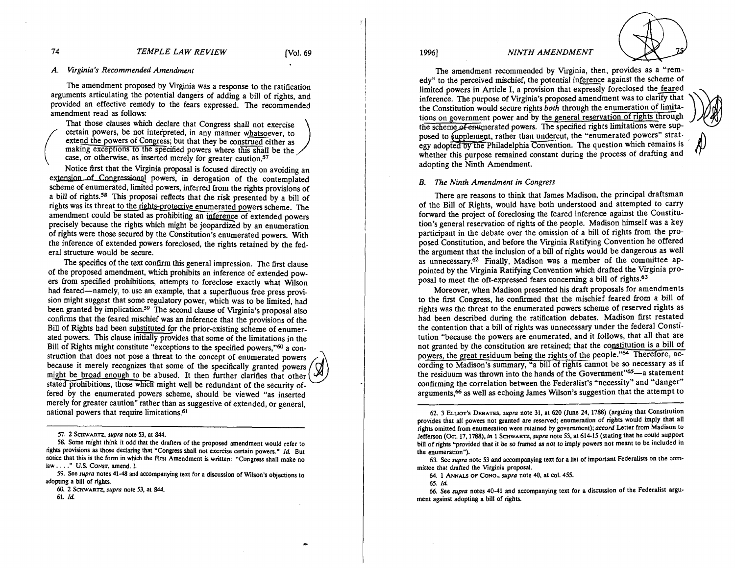### A. *Virginia's Recommended Amendment*

The amendment proposed by Virginia was a response to the ratification arguments articulating the potential dangers of adding a bill of rights, and provided an effective remedy to the fears expressed. The recommended amendment read as follows:

> That those clauses which declare that Congress shall not exercise certain powers, be not interpreted, in any manner whatsoever, to extend the powers of Congress; but that they be construed either as making exceptions to the specified powers where this shall be the case, or otherwise, as inserted merely for greater caution.[57]

Notice first that the Virginia proposal is focused directly on avoiding an extension of Congressional powers, in derogation of the contemplated scheme of enumerated, limited powers, inferred from the rights provisions of a bill of rights.[58] This proposal reflects that the risk presented by a bill of rights was its threat to the rights-protective enumerated powers scheme. The amendment could be stated as prohibiting an inference of extended powers precisely because the rights which might be jeopardized by an enumeration of rights were those secured by the Constitution's enumerated powers. With the inference of extended powers foreclosed, the rights retained by the federal structure would be secure.

The specifics of the text confirm this general impression. The first clause of the proposed amendment, which prohibits an inference of extended powers from specified prohibitions, attempts to foreclose exactly what Wilson had feared—namely, to use an example, that a superfluous free press provision might suggest that some regulatory power, which was to be limited, had been granted by implication.[59] The second clause of Virginia's proposal also confirms that the feared mischief was an inference that the provisions of the Bill of Rights had been substituted for the prior-existing scheme of enumerated powers. This clause initially provides that some of the limitations in the Bill of Rights might constitute "exceptions to the specified powers,"[60] a construction that does not pose a threat to the concept of enumerated powers because it merely recognizes that some of the specifically granted powers might be broad enough to be abused. It then further clarifies that other stated prohibitions, those which might well be redundant of the security offered by the enumerated powers scheme, should be viewed "as inserted merely for greater caution" rather than as suggestive of extended, or general, national powers that require limitations.[61]

The amendment recommended by Virginia, then, provides as a "remedy" to the perceived mischief, the potential inference against the scheme of limited powers in Article I, a provision that expressly foreclosed the feared inference. The purpose of Virginia's proposed amendment was to clarify that the Constitution would secure rights *both* through the enumeration of limitations on government power and by the general reservation of rights through the scheme of enumerated powers. The specified rights limitations were supposed to supplement, rather than undercut, the "enumerated powers" strategy adopted by the Philadelphia Convention. The question which remains is whether this purpose remained constant during the process of drafting and adopting the Ninth Amendment.

### B. *The Ninth Amendment in Congress*

There are reasons to think that James Madison, the principal draftsman of the Bill of Rights, would have both understood and attempted to carry forward the project of foreclosing the feared inference against the Constitution's general reservation of rights of the people. Madison himself was a key participant in the debate over the omission of a bill of rights from the proposed Constitution, and before the Virginia Ratifying Convention he offered the argument that the inclusion of a bill of rights would be dangerous as well as unnecessary.[62] Finally, Madison was a member of the committee appointed by the Virginia Ratifying Convention which drafted the Virginia proposal to meet the oft-expressed fears concerning a bill of rights.[63]

Moreover, when Madison presented his draft proposals for amendments to the first Congress, he confirmed that the mischief feared from a bill of rights was the threat to the enumerated powers scheme of reserved rights as had been described during the ratification debates. Madison first restated the contention that a bill of rights was unnecessary under the federal Constitution "because the powers are enumerated, and it follows, that all that are not granted by the constitution are retained; that the constitution is a bill of powers, the great residuum being the rights of the people."[64] Therefore, according to Madison's summary, "a bill of rights cannot be so necessary as if the residuum was thrown into the hands of the Government"[65]—a statement confirming the correlation between the Federalist's "necessity" and "danger" arguments,[66] as well as echoing James Wilson's suggestion that the attempt to

---

57. 2 SCHWARTZ, *supra* note 53, at 844.

58. Some might think it odd that the drafters of the proposed amendment would refer to rights provisions as those declaring that "Congress shall not exercise certain powers." *Id.* But notice that this is the form in which the First Amendment is written: "Congress shall make no law . . . ." U.S. CONST. amend. I.

59. See *supra* notes 41-48 and accompanying text for a discussion of Wilson's objections to adopting a bill of rights.

60. 2 SCHWARTZ, *supra* note 53, at 844.

61. *Id.*

62. 3 ELLIOT'S DEBATES, *supra* note 31, at 620 (June 24, 1788) (arguing that Constitution provides that all powers not granted are reserved; enumeration of rights would imply that all rights omitted from enumeration were retained by government); *accord* Letter from Madison to Jefferson (Oct. 17, 1788), *in* 1 SCHWARTZ, *supra* note 53, at 614-15 (stating that he could support bill of rights "provided that it be so framed as not to imply powers not meant to be included in the enumeration").

63. See *supra* note 53 and accompanying text for a list of important Federalists on the committee that drafted the Virginia proposal.

64. 1 ANNALS OF CONG., *supra* note 40, at col. 455.

65. *Id.*

66. See *supra* notes 40-41 and accompanying text for a discussion of the Federalist argument against adopting a bill of rights.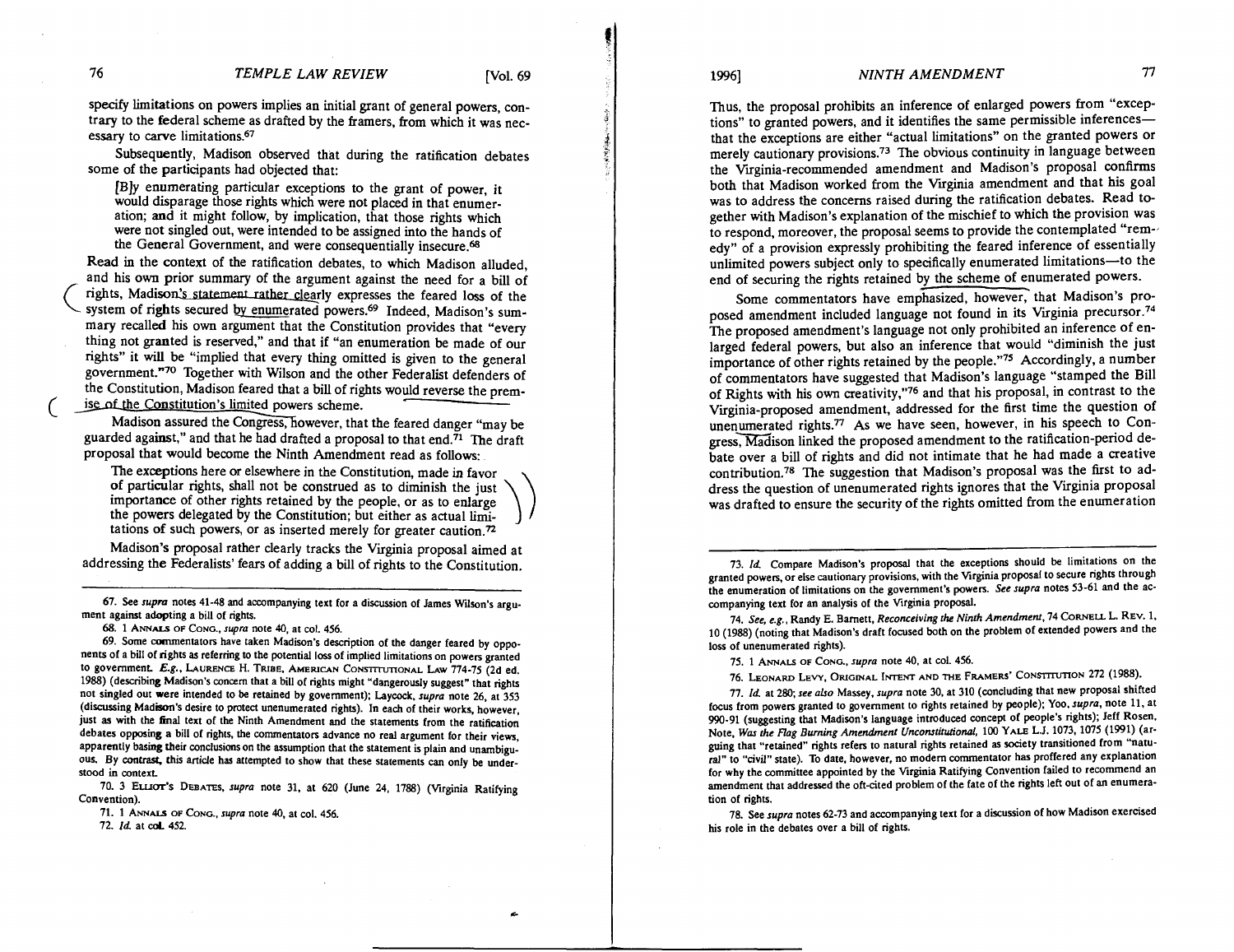specify limitations on powers implies an initial grant of general powers, contrary to the federal scheme as drafted by the framers, from which it was necessary to carve limitations.[67]

Subsequently, Madison observed that during the ratification debates some of the participants had objected that:

> [B]y enumerating particular exceptions to the grant of power, it would disparage those rights which were not placed in that enumeration; and it might follow, by implication, that those rights which were not singled out, were intended to be assigned into the hands of the General Government, and were consequentially insecure.[68]

Read in the context of the ratification debates, to which Madison alluded, and his own prior summary of the argument against the need for a bill of rights, Madison's statement rather clearly expresses the feared loss of the system of rights secured by enumerated powers.[69] Indeed, Madison's summary recalled his own argument that the Constitution provides that "every thing not granted is reserved," and that if "an enumeration be made of our rights" it will be "implied that every thing omitted is given to the general government."[70] Together with Wilson and the other Federalist defenders of the Constitution, Madison feared that a bill of rights would reverse the premise of the Constitution's limited powers scheme.

Madison assured the Congress, however, that the feared danger "may be guarded against," and that he had drafted a proposal to that end.[71] The draft proposal that would become the Ninth Amendment read as follows:

> The exceptions here or elsewhere in the Constitution, made in favor of particular rights, shall not be construed as to diminish the just importance of other rights retained by the people, or as to enlarge the powers delegated by the Constitution; but either as actual limitations of such powers, or as inserted merely for greater caution.[72]

Madison's proposal rather clearly tracks the Virginia proposal aimed at addressing the Federalists' fears of adding a bill of rights to the Constitution. Thus, the proposal prohibits an inference of enlarged powers from "exceptions" to granted powers, and it identifies the same permissible inferences—that the exceptions are either "actual limitations" on the granted powers or merely cautionary provisions.[73] The obvious continuity in language between the Virginia-recommended amendment and Madison's proposal confirms both that Madison worked from the Virginia amendment and that his goal was to address the concerns raised during the ratification debates. Read together with Madison's explanation of the mischief to which the provision was to respond, moreover, the proposal seems to provide the contemplated "remedy" of a provision expressly prohibiting the feared inference of essentially unlimited powers subject only to specifically enumerated limitations—to the end of securing the rights retained by the scheme of enumerated powers.

Some commentators have emphasized, however, that Madison's proposed amendment included language not found in its Virginia precursor.[74] The proposed amendment's language not only prohibited an inference of enlarged federal powers, but also an inference that would "diminish the just importance of other rights retained by the people."[75] Accordingly, a number of commentators have suggested that Madison's language "stamped the Bill of Rights with his own creativity,"[76] and that his proposal, in contrast to the Virginia-proposed amendment, addressed for the first time the question of unenumerated rights.[77] As we have seen, however, in his speech to Congress, Madison linked the proposed amendment to the ratification-period debate over a bill of rights and did not intimate that he had made a creative contribution.[78] The suggestion that Madison's proposal was the first to address the question of unenumerated rights ignores that the Virginia proposal was drafted to ensure the security of the rights omitted from the enumeration

---

67. See *supra* notes 41-48 and accompanying text for a discussion of James Wilson's argument against adopting a bill of rights.

68. 1 ANNALS OF CONG., *supra* note 40, at col. 456.

69. Some commentators have taken Madison's description of the danger feared by opponents of a bill of rights as referring to the potential loss of implied limitations on powers granted to government. *E.g.*, LAURENCE H. TRIBE, AMERICAN CONSTITUTIONAL LAW 774-75 (2d ed. 1988) (describing Madison's concern that a bill of rights might "dangerously suggest" that rights not singled out were intended to be retained by government); Laycock, *supra* note 26, at 353 (discussing Madison's desire to protect unenumerated rights). In each of their works, however, just as with the final text of the Ninth Amendment and the statements from the ratification debates opposing a bill of rights, the commentators advance no real argument for their views, apparently basing their conclusions on the assumption that the statement is plain and unambiguous. By contrast, this article has attempted to show that these statements can only be understood in context.

70. 3 ELLIOT'S DEBATES, *supra* note 31, at 620 (June 24, 1788) (Virginia Ratifying Convention).

71. 1 ANNALS OF CONG., *supra* note 40, at col. 456.

72. *Id.* at col. 452.

73. *Id.* Compare Madison's proposal that the exceptions should be limitations on the granted powers, or else cautionary provisions, with the Virginia proposal to secure rights through the enumeration of limitations on the government's powers. *See supra* notes 53-61 and the accompanying text for an analysis of the Virginia proposal.

74. *See, e.g.*, Randy E. Barnett, *Reconceiving the Ninth Amendment*, 74 CORNELL L. REV. 1, 10 (1988) (noting that Madison's draft focused both on the problem of extended powers and the loss of unenumerated rights).

75. 1 ANNALS OF CONG., *supra* note 40, at col. 456.

76. LEONARD LEVY, ORIGINAL INTENT AND THE FRAMERS' CONSTITUTION 272 (1988).

77. *Id.* at 280; *see also* Massey, *supra* note 30, at 310 (concluding that new proposal shifted focus from powers granted to government to rights retained by people); Yoo, *supra*, note 11, at 990-91 (suggesting that Madison's language introduced concept of people's rights); Jeff Rosen, Note, *Was the Flag Burning Amendment Unconstitutional*, 100 YALE L.J. 1073, 1075 (1991) (arguing that "retained" rights refers to natural rights retained as society transitioned from "natural" to "civil" state). To date, however, no modern commentator has proffered any explanation for why the committee appointed by the Virginia Ratifying Convention failed to recommend an amendment that addressed the oft-cited problem of the fate of the rights left out of an enumeration of rights.

78. See *supra* notes 62-73 and accompanying text for a discussion of how Madison exercised his role in the debates over a bill of rights.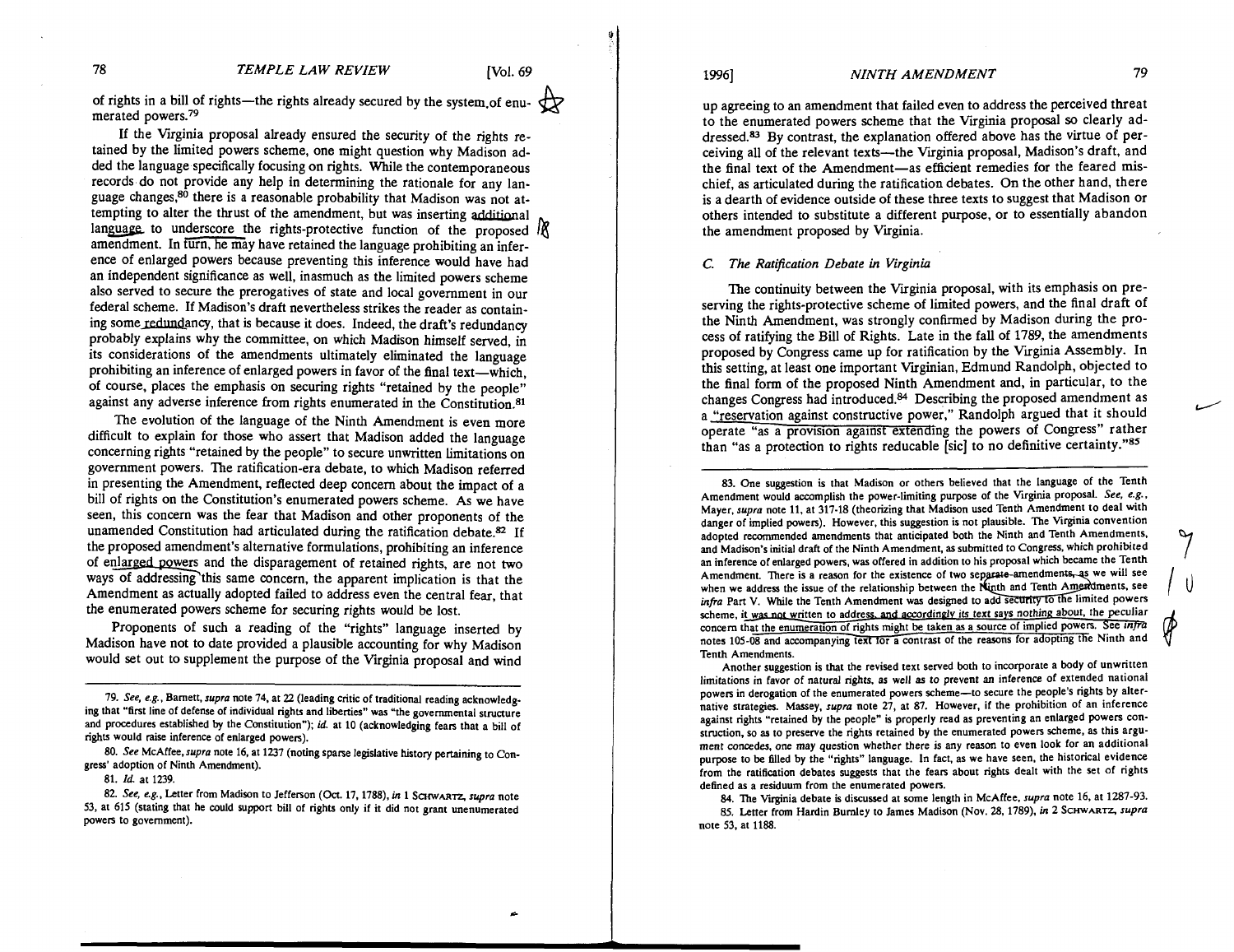of rights in a bill of rights—the rights already secured by the system of enumerated powers.[79]

If the Virginia proposal already ensured the security of the rights retained by the limited powers scheme, one might question why Madison added the language specifically focusing on rights. While the contemporaneous records do not provide any help in determining the rationale for any language changes,[80] there is a reasonable probability that Madison was not attempting to alter the thrust of the amendment, but was inserting additional language to underscore the rights-protective function of the proposed amendment. In turn, he may have retained the language prohibiting an inference of enlarged powers because preventing this inference would have had an independent significance as well, inasmuch as the limited powers scheme also served to secure the prerogatives of state and local government in our federal scheme. If Madison's draft nevertheless strikes the reader as containing some redundancy, that is because it does. Indeed, the draft's redundancy probably explains why the committee, on which Madison himself served, in its considerations of the amendments ultimately eliminated the language prohibiting an inference of enlarged powers in favor of the final text—which, of course, places the emphasis on securing rights "retained by the people" against any adverse inference from rights enumerated in the Constitution.[81]

The evolution of the language of the Ninth Amendment is even more difficult to explain for those who assert that Madison added the language concerning rights "retained by the people" to secure unwritten limitations on government powers. The ratification-era debate, to which Madison referred in presenting the Amendment, reflected deep concern about the impact of a bill of rights on the Constitution's enumerated powers scheme. As we have seen, this concern was the fear that Madison and other proponents of the unamended Constitution had articulated during the ratification debate.[82] If the proposed amendment's alternative formulations, prohibiting an inference of enlarged powers and the disparagement of retained rights, are not two ways of addressing this same concern, the apparent implication is that the Amendment as actually adopted failed to address even the central fear, that the enumerated powers scheme for securing rights would be lost.

Proponents of such a reading of the "rights" language inserted by Madison have not to date provided a plausible accounting for why Madison would set out to supplement the purpose of the Virginia proposal and wind up agreeing to an amendment that failed even to address the perceived threat to the enumerated powers scheme that the Virginia proposal so clearly addressed.[83] By contrast, the explanation offered above has the virtue of perceiving all of the relevant texts—the Virginia proposal, Madison's draft, and the final text of the Amendment—as efficient remedies for the feared mischief, as articulated during the ratification debates. On the other hand, there is a dearth of evidence outside of these three texts to suggest that Madison or others intended to substitute a different purpose, or to essentially abandon the amendment proposed by Virginia.

### C. The Ratification Debate in Virginia

The continuity between the Virginia proposal, with its emphasis on preserving the rights-protective scheme of limited powers, and the final draft of the Ninth Amendment, was strongly confirmed by Madison during the process of ratifying the Bill of Rights. Late in the fall of 1789, the amendments proposed by Congress came up for ratification by the Virginia Assembly. In this setting, at least one important Virginian, Edmund Randolph, objected to the final form of the proposed Ninth Amendment and, in particular, to the changes Congress had introduced.[84] Describing the proposed amendment as a "reservation against constructive power," Randolph argued that it should operate "as a provision against extending the powers of Congress" rather than "as a protection to rights reducable [sic] to no definitive certainty."[85]

---

79. *See, e.g.*, Barnett, *supra* note 74, at 22 (leading critic of traditional reading acknowledging that "first line of defense of individual rights and liberties" was "the governmental structure and procedures established by the Constitution"); *id.* at 10 (acknowledging fears that a bill of rights would raise inference of enlarged powers).

80. *See* McAffee, *supra* note 16, at 1237 (noting sparse legislative history pertaining to Congress' adoption of Ninth Amendment).

81. *Id.* at 1239.

82. *See, e.g.*, Letter from Madison to Jefferson (Oct. 17, 1788), *in* 1 SCHWARTZ, *supra* note 53, at 615 (stating that he could support bill of rights only if it did not grant unenumerated powers to government).

83. One suggestion is that Madison or others believed that the language of the Tenth Amendment would accomplish the power-limiting purpose of the Virginia proposal. *See, e.g.*, Mayer, *supra* note 11, at 317-18 (theorizing that Madison used Tenth Amendment to deal with danger of implied powers). However, this suggestion is not plausible. The Virginia convention adopted recommended amendments that anticipated both the Ninth and Tenth Amendments, and Madison's initial draft of the Ninth Amendment, as submitted to Congress, which prohibited an inference of enlarged powers, was offered in addition to his proposal which became the Tenth Amendment. There is a reason for the existence of two separate amendments, as we will see when we address the issue of the relationship between the Ninth and Tenth Amendments, see *infra* Part V. While the Tenth Amendment was designed to add security to the limited powers scheme, it was not written to address, and accordingly its text says nothing about, the peculiar concern that the enumeration of rights might be taken as a source of implied powers. See *infra* notes 105-08 and accompanying text for a contrast of the reasons for adopting the Ninth and Tenth Amendments.

Another suggestion is that the revised text served both to incorporate a body of unwritten limitations in favor of natural rights, as well as to prevent an inference of extended national powers in derogation of the enumerated powers scheme—to secure the people's rights by alternative strategies. Massey, *supra* note 27, at 87. However, if the prohibition of an inference against rights "retained by the people" is properly read as preventing an enlarged powers construction, so as to preserve the rights retained by the enumerated powers scheme, as this argument concedes, one may question whether there is any reason to even look for an additional purpose to be filled by the "rights" language. In fact, as we have seen, the historical evidence from the ratification debates suggests that the fears about rights dealt with the set of rights defined as a residuum from the enumerated powers.

84. The Virginia debate is discussed at some length in McAffee, *supra* note 16, at 1287-93.

85. Letter from Hardin Burnley to James Madison (Nov. 28, 1789), *in* 2 SCHWARTZ, *supra* note 53, at 1188.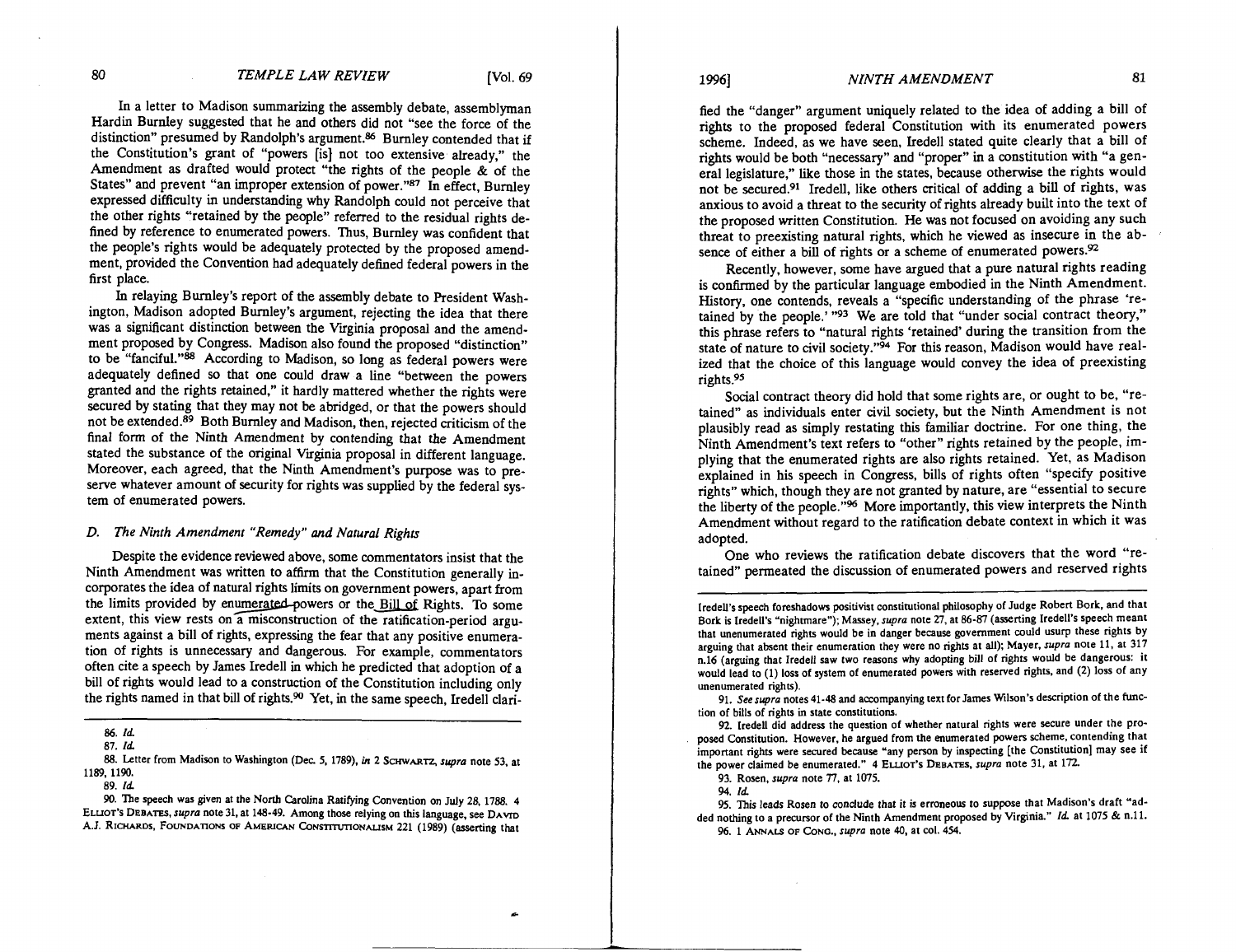In a letter to Madison summarizing the assembly debate, assemblyman Hardin Burnley suggested that he and others did not "see the force of the distinction" presumed by Randolph's argument.[86] Burnley contended that if the Constitution's grant of "powers [is] not too extensive already," the Amendment as drafted would protect "the rights of the people & of the States" and prevent "an improper extension of power."[87] In effect, Burnley expressed difficulty in understanding why Randolph could not perceive that the other rights "retained by the people" referred to the residual rights defined by reference to enumerated powers. Thus, Burnley was confident that the people's rights would be adequately protected by the proposed amendment, provided the Convention had adequately defined federal powers in the first place.

In relaying Burnley's report of the assembly debate to President Washington, Madison adopted Burnley's argument, rejecting the idea that there was a significant distinction between the Virginia proposal and the amendment proposed by Congress. Madison also found the proposed "distinction" to be "fanciful."[88] According to Madison, so long as federal powers were adequately defined so that one could draw a line "between the powers granted and the rights retained," it hardly mattered whether the rights were secured by stating that they may not be abridged, or that the powers should not be extended.[89] Both Burnley and Madison, then, rejected criticism of the final form of the Ninth Amendment by contending that the Amendment stated the substance of the original Virginia proposal in different language. Moreover, each agreed, that the Ninth Amendment's purpose was to preserve whatever amount of security for rights was supplied by the federal system of enumerated powers.

### D. *The Ninth Amendment "Remedy" and Natural Rights*

Despite the evidence reviewed above, some commentators insist that the Ninth Amendment was written to affirm that the Constitution generally incorporates the idea of natural rights limits on government powers, apart from the limits provided by enumerated powers or the Bill of Rights. To some extent, this view rests on a misconstruction of the ratification-period arguments against a bill of rights, expressing the fear that any positive enumeration of rights is unnecessary and dangerous. For example, commentators often cite a speech by James Iredell in which he predicted that adoption of a bill of rights would lead to a construction of the Constitution including only the rights named in that bill of rights.[90] Yet, in the same speech, Iredell clarified the "danger" argument uniquely related to the idea of adding a bill of rights to the proposed federal Constitution with its enumerated powers scheme. Indeed, as we have seen, Iredell stated quite clearly that a bill of rights would be both "necessary" and "proper" in a constitution with "a general legislature," like those in the states, because otherwise the rights would not be secured.[91] Iredell, like others critical of adding a bill of rights, was anxious to avoid a threat to the security of rights already built into the text of the proposed written Constitution. He was not focused on avoiding any such threat to preexisting natural rights, which he viewed as insecure in the absence of either a bill of rights or a scheme of enumerated powers.[92]

Recently, however, some have argued that a pure natural rights reading is confirmed by the particular language embodied in the Ninth Amendment. History, one contends, reveals a "specific understanding of the phrase 'retained by the people.'"[93] We are told that "under social contract theory," this phrase refers to "natural rights 'retained' during the transition from the state of nature to civil society."[94] For this reason, Madison would have realized that the choice of this language would convey the idea of preexisting rights.[95]

Social contract theory did hold that some rights are, or ought to be, "retained" as individuals enter civil society, but the Ninth Amendment is not plausibly read as simply restating this familiar doctrine. For one thing, the Ninth Amendment's text refers to "other" rights retained by the people, implying that the enumerated rights are also rights retained. Yet, as Madison explained in his speech in Congress, bills of rights often "specify positive rights" which, though they are not granted by nature, are "essential to secure the liberty of the people."[96] More importantly, this view interprets the Ninth Amendment without regard to the ratification debate context in which it was adopted.

One who reviews the ratification debate discovers that the word "retained" permeated the discussion of enumerated powers and reserved rights

---

86. *Id.*

87. *Id.*

88. Letter from Madison to Washington (Dec. 5, 1789), *in* 2 SCHWARTZ, *supra* note 53, at 1189, 1190.

89. *Id.*

90. The speech was given at the North Carolina Ratifying Convention on July 28, 1788. 4 ELLIOT'S DEBATES, *supra* note 31, at 148-49. Among those relying on this language, see DAVID A.J. RICHARDS, FOUNDATIONS OF AMERICAN CONSTITUTIONALISM 221 (1989) (asserting that Iredell's speech foreshadows positivist constitutional philosophy of Judge Robert Bork, and that Bork is Iredell's "nightmare"); Massey, *supra* note 27, at 86-87 (asserting Iredell's speech meant that unenumerated rights would be in danger because government could usurp these rights by arguing that absent their enumeration they were no rights at all); Mayer, *supra* note 11, at 317 n.16 (arguing that Iredell saw two reasons why adopting bill of rights would be dangerous: it would lead to (1) loss of system of enumerated powers with reserved rights, and (2) loss of any unenumerated rights).

91. *See supra* notes 41-48 and accompanying text for James Wilson's description of the function of bills of rights in state constitutions.

92. Iredell did address the question of whether natural rights were secure under the proposed Constitution. However, he argued from the enumerated powers scheme, contending that important rights were secured because "any person by inspecting [the Constitution] may see if the power claimed be enumerated." 4 ELLIOT'S DEBATES, *supra* note 31, at 172.

93. Rosen, *supra* note 77, at 1075.

94. *Id.*

95. This leads Rosen to conclude that it is erroneous to suppose that Madison's draft "added nothing to a precursor of the Ninth Amendment proposed by Virginia." *Id.* at 1075 & n.11.

96. 1 ANNALS OF CONG., *supra* note 40, at col. 454.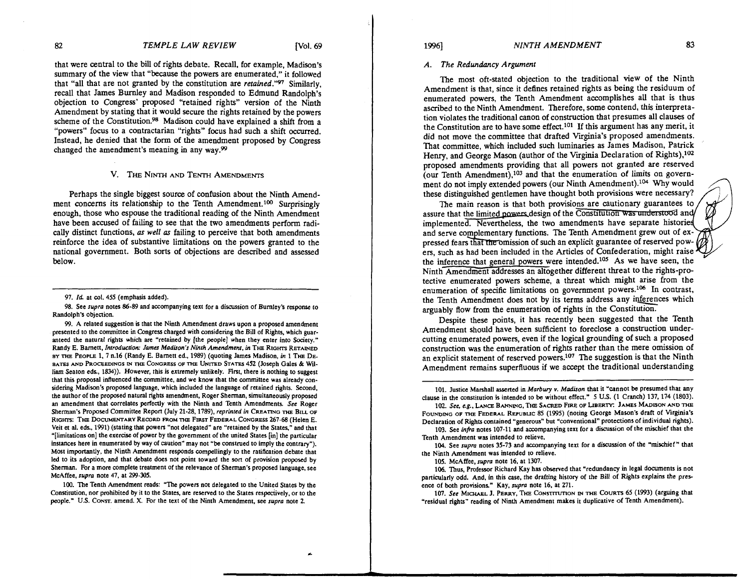that were central to the bill of rights debate. Recall, for example, Madison's summary of the view that "because the powers are enumerated," it followed that "all that are not granted by the constitution are *retained*."[97] Similarly, recall that James Burnley and Madison responded to Edmund Randolph's objection to Congress' proposed "retained rights" version of the Ninth Amendment by stating that it would secure the rights retained by the powers scheme of the Constitution.[98] Madison could have explained a shift from a "powers" focus to a contractarian "rights" focus had such a shift occurred. Instead, he denied that the form of the amendment proposed by Congress changed the amendment's meaning in any way.[99]

## V. The Ninth and Tenth Amendments

Perhaps the single biggest source of confusion about the Ninth Amendment concerns its relationship to the Tenth Amendment.[100] Surprisingly enough, those who espouse the traditional reading of the Ninth Amendment have been accused of failing to see that the two amendments perform radically distinct functions, *as well as* failing to perceive that both amendments reinforce the idea of substantive limitations on the powers granted to the national government. Both sorts of objections are described and assessed below.

### A. *The Redundancy Argument*

The most oft-stated objection to the traditional view of the Ninth Amendment is that, since it defines retained rights as being the residuum of enumerated powers, the Tenth Amendment accomplishes all that is thus ascribed to the Ninth Amendment. Therefore, some contend, this interpretation violates the traditional canon of construction that presumes all clauses of the Constitution are to have some effect.[101] If this argument has any merit, it did not move the committee that drafted Virginia's proposed amendments. That committee, which included such luminaries as James Madison, Patrick Henry, and George Mason (author of the Virginia Declaration of Rights),[102] proposed amendments providing that all powers not granted are reserved (our Tenth Amendment),[103] and that the enumeration of limits on government do not imply extended powers (our Ninth Amendment).[104] Why would these distinguished gentlemen have thought both provisions were necessary?

The main reason is that both provisions are cautionary guarantees to assure that the limited powers design of the Constitution was understood and implemented. Nevertheless, the two amendments have separate histories and serve complementary functions. The Tenth Amendment grew out of expressed fears that the omission of such an explicit guarantee of reserved powers, such as had been included in the Articles of Confederation, might raise the inference that general powers were intended.[105] As we have seen, the Ninth Amendment addresses an altogether different threat to the rights-protective enumerated powers scheme, a threat which might arise from the enumeration of specific limitations on government powers.[106] In contrast, the Tenth Amendment does not by its terms address any inferences which arguably flow from the enumeration of rights in the Constitution.

Despite these points, it has recently been suggested that the Tenth Amendment should have been sufficient to foreclose a construction undercutting enumerated powers, even if the logical grounding of such a proposed construction was the enumeration of rights rather than the mere omission of an explicit statement of reserved powers.[107] The suggestion is that the Ninth Amendment remains superfluous if we accept the traditional understanding

---

97. *Id.* at col. 455 (emphasis added).

98. See *supra* notes 86-89 and accompanying text for a discussion of Burnley's response to Randolph's objection.

99. A related suggestion is that the Ninth Amendment draws upon a proposed amendment presented to the committee in Congress charged with considering the Bill of Rights, which guaranteed the natural rights which are "retained by [the people] when they enter into Society." Randy E. Barnett, *Introduction: James Madison's Ninth Amendment*, *in* THE RIGHTS RETAINED BY THE PEOPLE 1, 7 n.16 (Randy E. Barnett ed., 1989) (quoting James Madison, *in* 1 THE DEBATES AND PROCEEDINGS IN THE CONGRESS OF THE UNITED STATES 452 (Joseph Gales & William Seaton eds., 1834)). However, this is extremely unlikely. First, there is nothing to suggest that this proposal influenced the committee, and we know that the committee was already considering Madison's proposed language, which included the language of retained rights. Second, the author of the proposed natural rights amendment, Roger Sherman, simultaneously proposed an amendment that correlates perfectly with the Ninth and Tenth Amendments. *See* Roger Sherman's Proposed Committee Report (July 21-28, 1789), *reprinted in* CREATING THE BILL OF RIGHTS: THE DOCUMENTARY RECORD FROM THE FIRST FEDERAL CONGRESS 267-68 (Helen E. Veit et al. eds., 1991) (stating that powers "not delegated" are "retained by the States," and that "[limitations on] the exercise of power by the government of the united States [in] the particular instances here in enumerated by way of caution" may not "be construed to imply the contrary"). Most importantly, the Ninth Amendment responds compellingly to the ratification debate that led to its adoption, and that debate does not point toward the sort of provision proposed by Sherman. For a more complete treatment of the relevance of Sherman's proposed language, see McAffee, *supra* note 47, at 299-305.

100. The Tenth Amendment reads: "The powers not delegated to the United States by the Constitution, nor prohibited by it to the States, are reserved to the States respectively, or to the people." U.S. CONST. amend. X. For the text of the Ninth Amendment, see *supra* note 2.

101. Justice Marshall asserted in *Marbury v. Madison* that it "cannot be presumed that any clause in the constitution is intended to be without effect." 5 U.S. (1 Cranch) 137, 174 (1803).

102. *See, e.g.*, LANCE BANNING, THE SACRED FIRE OF LIBERTY: JAMES MADISON AND THE FOUNDING OF THE FEDERAL REPUBLIC 85 (1995) (noting George Mason's draft of Virginia's Declaration of Rights contained "generous" but "conventional" protections of individual rights).

103. See *infra* notes 107-11 and accompanying text for a discussion of the mischief that the Tenth Amendment was intended to relieve.

104. See *supra* notes 35-73 and accompanying text for a discussion of the "mischief" that the Ninth Amendment was intended to relieve.

105. McAffee, *supra* note 16, at 1307.

106. Thus, Professor Richard Kay has observed that "redundancy in legal documents is not particularly odd. And, in this case, the drafting history of the Bill of Rights explains the presence of both provisions." Kay, *supra* note 16, at 271.

107. *See* MICHAEL J. PERRY, THE CONSTITUTION IN THE COURTS 65 (1993) (arguing that "residual rights" reading of Ninth Amendment makes it duplicative of Tenth Amendment).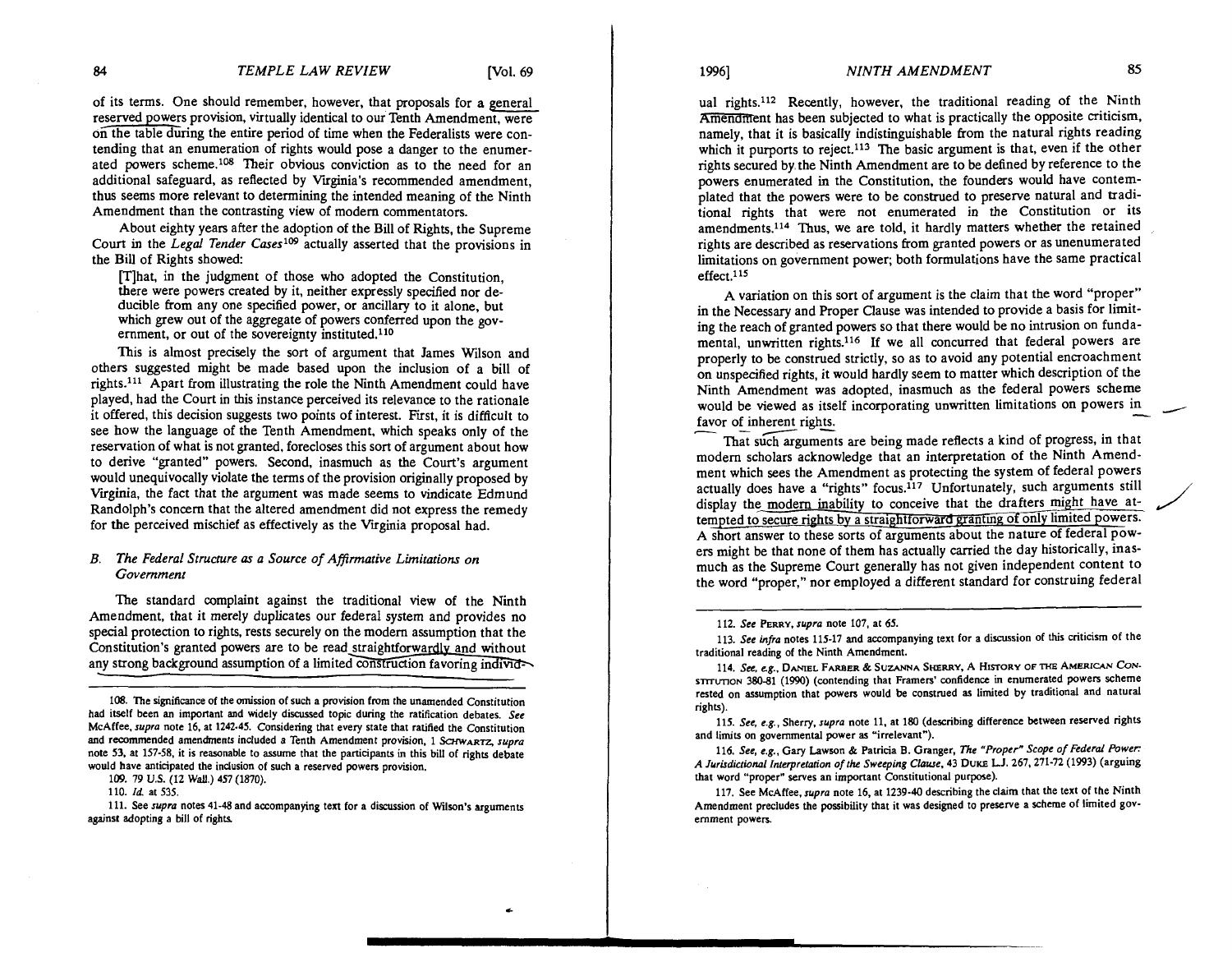of its terms. One should remember, however, that proposals for a general reserved powers provision, virtually identical to our Tenth Amendment, were on the table during the entire period of time when the Federalists were contending that an enumeration of rights would pose a danger to the enumerated powers scheme.[108] Their obvious conviction as to the need for an additional safeguard, as reflected by Virginia's recommended amendment, thus seems more relevant to determining the intended meaning of the Ninth Amendment than the contrasting view of modern commentators.

About eighty years after the adoption of the Bill of Rights, the Supreme Court in the *Legal Tender Cases*[109] actually asserted that the provisions in the Bill of Rights showed:

> [T]hat, in the judgment of those who adopted the Constitution, there were powers created by it, neither expressly specified nor deducible from any one specified power, or ancillary to it alone, but which grew out of the aggregate of powers conferred upon the government, or out of the sovereignty instituted.[110]

This is almost precisely the sort of argument that James Wilson and others suggested might be made based upon the inclusion of a bill of rights.[111] Apart from illustrating the role the Ninth Amendment could have played, had the Court in this instance perceived its relevance to the rationale it offered, this decision suggests two points of interest. First, it is difficult to see how the language of the Tenth Amendment, which speaks only of the reservation of what is not granted, forecloses this sort of argument about how to derive "granted" powers. Second, inasmuch as the Court's argument would unequivocally violate the terms of the provision originally proposed by Virginia, the fact that the argument was made seems to vindicate Edmund Randolph's concern that the altered amendment did not express the remedy for the perceived mischief as effectively as the Virginia proposal had.

### B. *The Federal Structure as a Source of Affirmative Limitations on Government*

The standard complaint against the traditional view of the Ninth Amendment, that it merely duplicates our federal system and provides no special protection to rights, rests securely on the modern assumption that the Constitution's granted powers are to be read straightforwardly and without any strong background assumption of a limited construction favoring individual rights.[112] Recently, however, the traditional reading of the Ninth Amendment has been subjected to what is practically the opposite criticism, namely, that it is basically indistinguishable from the natural rights reading which it purports to reject.[113] The basic argument is that, even if the other rights secured by the Ninth Amendment are to be defined by reference to the powers enumerated in the Constitution, the founders would have contemplated that the powers were to be construed to preserve natural and traditional rights that were not enumerated in the Constitution or its amendments.[114] Thus, we are told, it hardly matters whether the retained rights are described as reservations from granted powers or as unenumerated limitations on government power; both formulations have the same practical effect.[115]

A variation on this sort of argument is the claim that the word "proper" in the Necessary and Proper Clause was intended to provide a basis for limiting the reach of granted powers so that there would be no intrusion on fundamental, unwritten rights.[116] If we all concurred that federal powers are properly to be construed strictly, so as to avoid any potential encroachment on unspecified rights, it would hardly seem to matter which description of the Ninth Amendment was adopted, inasmuch as the federal powers scheme would be viewed as itself incorporating unwritten limitations on powers in favor of inherent rights.

That such arguments are being made reflects a kind of progress, in that modern scholars acknowledge that an interpretation of the Ninth Amendment which sees the Amendment as protecting the system of federal powers actually does have a "rights" focus.[117] Unfortunately, such arguments still display the modern inability to conceive that the drafters might have attempted to secure rights by a straightforward granting of only limited powers. A short answer to these sorts of arguments about the nature of federal powers might be that none of them has actually carried the day historically, inasmuch as the Supreme Court generally has not given independent content to the word "proper," nor employed a different standard for construing federal

---

108. The significance of the omission of such a provision from the unamended Constitution had itself been an important and widely discussed topic during the ratification debates. *See* McAffee, *supra* note 16, at 1242-45. Considering that every state that ratified the Constitution and recommended amendments included a Tenth Amendment provision, 1 SCHWARTZ, *supra* note 53, at 157-58, it is reasonable to assume that the participants in this bill of rights debate would have anticipated the inclusion of such a reserved powers provision.

109. 79 U.S. (12 Wall.) 457 (1870).

110. *Id.* at 535.

111. See *supra* notes 41-48 and accompanying text for a discussion of Wilson's arguments against adopting a bill of rights.

112. *See* PERRY, *supra* note 107, at 65.

113. *See infra* notes 115-17 and accompanying text for a discussion of this criticism of the traditional reading of the Ninth Amendment.

114. *See, e.g.*, DANIEL FARBER & SUZANNA SHERRY, A HISTORY OF THE AMERICAN CONSTITUTION 380-81 (1990) (contending that Framers' confidence in enumerated powers scheme rested on assumption that powers would be construed as limited by traditional and natural rights).

115. *See, e.g.*, Sherry, *supra* note 11, at 180 (describing difference between reserved rights and limits on governmental power as "irrelevant").

116. *See, e.g.*, Gary Lawson & Patricia B. Granger, *The "Proper" Scope of Federal Power: A Jurisdictional Interpretation of the Sweeping Clause*, 43 DUKE L.J. 267, 271-72 (1993) (arguing that word "proper" serves an important Constitutional purpose).

117. See McAffee, *supra* note 16, at 1239-40 describing the claim that the text of the Ninth Amendment precludes the possibility that it was designed to preserve a scheme of limited government powers.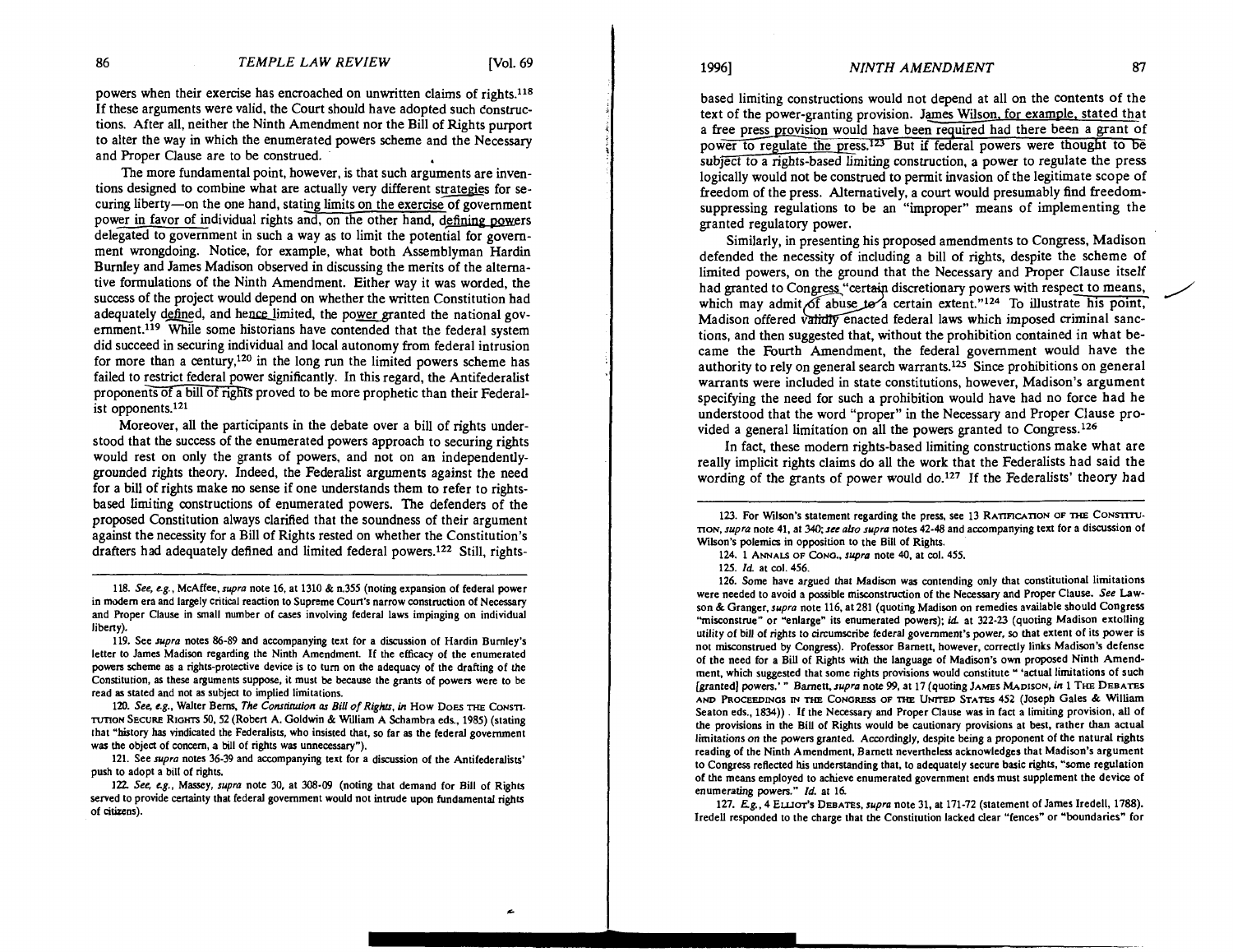powers when their exercise has encroached on unwritten claims of rights.[118] If these arguments were valid, the Court should have adopted such constructions. After all, neither the Ninth Amendment nor the Bill of Rights purport to alter the way in which the enumerated powers scheme and the Necessary and Proper Clause are to be construed.

The more fundamental point, however, is that such arguments are inventions designed to combine what are actually very different strategies for securing liberty—on the one hand, stating limits on the exercise of government power in favor of individual rights and, on the other hand, defining powers delegated to government in such a way as to limit the potential for government wrongdoing. Notice, for example, what both Assemblyman Hardin Burnley and James Madison observed in discussing the merits of the alternative formulations of the Ninth Amendment. Either way it was worded, the success of the project would depend on whether the written Constitution had adequately defined, and hence limited, the power granted the national government.[119] While some historians have contended that the federal system did succeed in securing individual and local autonomy from federal intrusion for more than a century,[120] in the long run the limited powers scheme has failed to restrict federal power significantly. In this regard, the Antifederalist proponents of a bill of rights proved to be more prophetic than their Federalist opponents.[121]

Moreover, all the participants in the debate over a bill of rights understood that the success of the enumerated powers approach to securing rights would rest on only the grants of powers, and not on an independently-grounded rights theory. Indeed, the Federalist arguments against the need for a bill of rights make no sense if one understands them to refer to rights-based limiting constructions of enumerated powers. The defenders of the proposed Constitution always clarified that the soundness of their argument against the necessity for a Bill of Rights rested on whether the Constitution's drafters had adequately defined and limited federal powers.[122] Still, rights-based limiting constructions would not depend at all on the contents of the text of the power-granting provision. James Wilson, for example, stated that a free press provision would have been required had there been a grant of power to regulate the press.[123] But if federal powers were thought to be subject to a rights-based limiting construction, a power to regulate the press logically would not be construed to permit invasion of the legitimate scope of freedom of the press. Alternatively, a court would presumably find freedom-suppressing regulations to be an "improper" means of implementing the granted regulatory power.

Similarly, in presenting his proposed amendments to Congress, Madison defended the necessity of including a bill of rights, despite the scheme of limited powers, on the ground that the Necessary and Proper Clause itself had granted to Congress "certain discretionary powers with respect to means, which may admit of abuse to a certain extent."[124] To illustrate his point, Madison offered validly enacted federal laws which imposed criminal sanctions, and then suggested that, without the prohibition contained in what became the Fourth Amendment, the federal government would have the authority to rely on general search warrants.[125] Since prohibitions on general warrants were included in state constitutions, however, Madison's argument specifying the need for such a prohibition would have had no force had he understood that the word "proper" in the Necessary and Proper Clause provided a general limitation on all the powers granted to Congress.[126]

In fact, these modern rights-based limiting constructions make what are really implicit rights claims do all the work that the Federalists had said the wording of the grants of power would do.[127] If the Federalists' theory had

---

118. *See, e.g.*, McAffee, *supra* note 16, at 1310 & n.355 (noting expansion of federal power in modern era and largely critical reaction to Supreme Court's narrow construction of Necessary and Proper Clause in small number of cases involving federal laws impinging on individual liberty).

119. See *supra* notes 86-89 and accompanying text for a discussion of Hardin Burnley's letter to James Madison regarding the Ninth Amendment. If the efficacy of the enumerated powers scheme as a rights-protective device is to turn on the adequacy of the drafting of the Constitution, as these arguments suppose, it must be because the grants of powers were to be read as stated and not as subject to implied limitations.

120. *See, e.g.*, Walter Berns, *The Constitution as Bill of Rights*, *in* How Does the Constitution Secure Rights 50, 52 (Robert A. Goldwin & William A Schambra eds., 1985) (stating that "history has vindicated the Federalists, who insisted that, so far as the federal government was the object of concern, a bill of rights was unnecessary").

121. See *supra* notes 36-39 and accompanying text for a discussion of the Antifederalists' push to adopt a bill of rights.

122. *See, e.g.*, Massey, *supra* note 30, at 308-09 (noting that demand for Bill of Rights served to provide certainty that federal government would not intrude upon fundamental rights of citizens).

123. For Wilson's statement regarding the press, see 13 Ratification of the Constitution, *supra* note 41, at 340; *see also supra* notes 42-48 and accompanying text for a discussion of Wilson's polemics in opposition to the Bill of Rights.

124. 1 Annals of Cong., *supra* note 40, at col. 455.

125. *Id.* at col. 456.

126. Some have argued that Madison was contending only that constitutional limitations were needed to avoid a possible misconstruction of the Necessary and Proper Clause. *See* Lawson & Granger, *supra* note 116, at 281 (quoting Madison on remedies available should Congress "misconstrue" or "enlarge" its enumerated powers); *id.* at 322-23 (quoting Madison extolling utility of bill of rights to circumscribe federal government's power, so that extent of its power is not misconstrued by Congress). Professor Barnett, however, correctly links Madison's defense of the need for a Bill of Rights with the language of Madison's own proposed Ninth Amendment, which suggested that some rights provisions would constitute " 'actual limitations of such [granted] powers.' " Barnett, *supra* note 99, at 17 (quoting James Madison, *in* 1 The Debates and Proceedings in the Congress of the United States 452 (Joseph Gales & William Seaton eds., 1834)). If the Necessary and Proper Clause was in fact a limiting provision, all of the provisions in the Bill of Rights would be cautionary provisions at best, rather than actual limitations on the powers granted. Accordingly, despite being a proponent of the natural rights reading of the Ninth Amendment, Barnett nevertheless acknowledges that Madison's argument to Congress reflected his understanding that, to adequately secure basic rights, "some regulation of the means employed to achieve enumerated government ends must supplement the device of enumerating powers." *Id.* at 16.

127. *E.g.*, 4 Elliot's Debates, *supra* note 31, at 171-72 (statement of James Iredell, 1788). Iredell responded to the charge that the Constitution lacked clear "fences" or "boundaries" for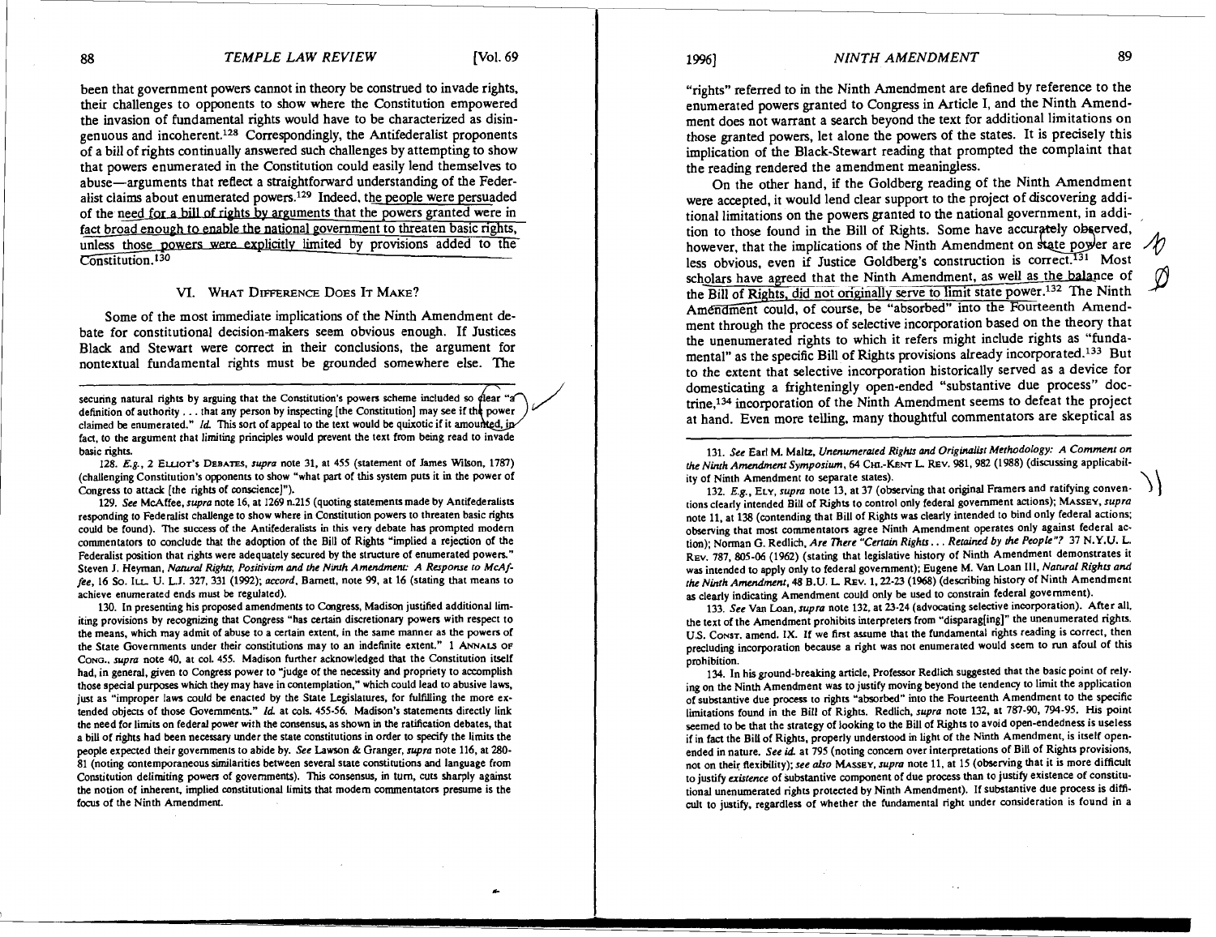been that government powers cannot in theory be construed to invade rights, their challenges to opponents to show where the Constitution empowered the invasion of fundamental rights would have to be characterized as disingenuous and incoherent.[128] Correspondingly, the Antifederalist proponents of a bill of rights continually answered such challenges by attempting to show that powers enumerated in the Constitution could easily lend themselves to abuse—arguments that reflect a straightforward understanding of the Federalist claims about enumerated powers.[129] Indeed, the people were persuaded of the need for a bill of rights by arguments that the powers granted were in fact broad enough to enable the national government to threaten basic rights, unless those powers were explicitly limited by provisions added to the Constitution.[130]

## VI. What Difference Does It Make?

Some of the most immediate implications of the Ninth Amendment debate for constitutional decision-makers seem obvious enough. If Justices Black and Stewart were correct in their conclusions, the argument for nontextual fundamental rights must be grounded somewhere else. The "rights" referred to in the Ninth Amendment are defined by reference to the enumerated powers granted to Congress in Article I, and the Ninth Amendment does not warrant a search beyond the text for additional limitations on those granted powers, let alone the powers of the states. It is precisely this implication of the Black-Stewart reading that prompted the complaint that the reading rendered the amendment meaningless.

On the other hand, if the Goldberg reading of the Ninth Amendment were accepted, it would lend clear support to the project of discovering additional limitations on the powers granted to the national government, in addition to those found in the Bill of Rights. Some have accurately observed, however, that the implications of the Ninth Amendment on state power are less obvious, even if Justice Goldberg's construction is correct.[131] Most scholars have agreed that the Ninth Amendment, as well as the balance of the Bill of Rights, did not originally serve to limit state power.[132] The Ninth Amendment could, of course, be "absorbed" into the Fourteenth Amendment through the process of selective incorporation based on the theory that the unenumerated rights to which it refers might include rights as "fundamental" as the specific Bill of Rights provisions already incorporated.[133] But to the extent that selective incorporation historically served as a device for domesticating a frighteningly open-ended "substantive due process" doctrine,[134] incorporation of the Ninth Amendment seems to defeat the project at hand. Even more telling, many thoughtful commentators are skeptical as

---

securing natural rights by arguing that the Constitution's powers scheme included so clear "a definition of authority . . . that any person by inspecting [the Constitution] may see if the power claimed be enumerated." *Id.* This sort of appeal to the text would be quixotic if it amounted, in fact, to the argument that limiting principles would prevent the text from being read to invade basic rights.

128. *E.g.*, 2 Elliot's Debates, *supra* note 31, at 455 (statement of James Wilson, 1787) (challenging Constitution's opponents to show "what part of this system puts it in the power of Congress to attack [the rights of conscience]").

129. *See* McAffee, *supra* note 16, at 1269 n.215 (quoting statements made by Antifederalists responding to Federalist challenge to show where in Constitution powers to threaten basic rights could be found). The success of the Antifederalists in this very debate has prompted modern commentators to conclude that the adoption of the Bill of Rights "implied a rejection of the Federalist position that rights were adequately secured by the structure of enumerated powers." Steven J. Heyman, *Natural Rights, Positivism and the Ninth Amendment: A Response to McAffee*, 16 So. Ill. U. L.J. 327, 331 (1992); *accord*, Barnett, note 99, at 16 (stating that means to achieve enumerated ends must be regulated).

130. In presenting his proposed amendments to Congress, Madison justified additional limiting provisions by recognizing that Congress "has certain discretionary powers with respect to the means, which may admit of abuse to a certain extent, in the same manner as the powers of the State Governments under their constitutions may to an indefinite extent." 1 Annals of Cong., *supra* note 40, at col. 455. Madison further acknowledged that the Constitution itself had, in general, given to Congress power to "judge of the necessity and propriety to accomplish those special purposes which they may have in contemplation," which could lead to abusive laws, just as "improper laws could be enacted by the State Legislatures, for fulfilling the more extended objects of those Governments." *Id.* at cols. 455-56. Madison's statements directly link the need for limits on federal power with the consensus, as shown in the ratification debates, that a bill of rights had been necessary under the state constitutions in order to specify the limits the people expected their governments to abide by. *See* Lawson & Granger, *supra* note 116, at 280-81 (noting contemporaneous similarities between several state constitutions and language from Constitution delimiting powers of governments). This consensus, in turn, cuts sharply against the notion of inherent, implied constitutional limits that modern commentators presume is the focus of the Ninth Amendment.

131. *See* Earl M. Maltz, *Unenumerated Rights and Originalist Methodology: A Comment on the Ninth Amendment Symposium*, 64 Chi.-Kent L. Rev. 981, 982 (1988) (discussing applicability of Ninth Amendment to separate states).

132. *E.g.*, Ely, *supra* note 13, at 37 (observing that original Framers and ratifying conventions clearly intended Bill of Rights to control only federal government actions); Massey, *supra* note 11, at 138 (contending that Bill of Rights was clearly intended to bind only federal actions; observing that most commentators agree Ninth Amendment operates only against federal action); Norman G. Redlich, *Are There "Certain Rights . . . Retained by the People"?* 37 N.Y.U. L. Rev. 787, 805-06 (1962) (stating that legislative history of Ninth Amendment demonstrates it was intended to apply only to federal government); Eugene M. Van Loan III, *Natural Rights and the Ninth Amendment*, 48 B.U. L. Rev. 1, 22-23 (1968) (describing history of Ninth Amendment as clearly indicating Amendment could only be used to constrain federal government).

133. *See* Van Loan, *supra* note 132, at 23-24 (advocating selective incorporation). After all, the text of the Amendment prohibits interpreters from "disparag[ing]" the unenumerated rights. U.S. Const. amend. IX. If we first assume that the fundamental rights reading is correct, then precluding incorporation because a right was not enumerated would seem to run afoul of this prohibition.

134. In his ground-breaking article, Professor Redlich suggested that the basic point of relying on the Ninth Amendment was to justify moving beyond the tendency to limit the application of substantive due process to rights "absorbed" into the Fourteenth Amendment to the specific limitations found in the Bill of Rights. Redlich, *supra* note 132, at 787-90, 794-95. His point seemed to be that the strategy of looking to the Bill of Rights to avoid open-endedness is useless if in fact the Bill of Rights, properly understood in light of the Ninth Amendment, is itself open-ended in nature. *See id.* at 795 (noting concern over interpretations of Bill of Rights provisions, not on their flexibility); *see also* Massey, *supra* note 11, at 15 (observing that it is more difficult to justify *existence* of substantive component of due process than to justify existence of constitutional unenumerated rights protected by Ninth Amendment). If substantive due process is difficult to justify, regardless of whether the fundamental right under consideration is found in a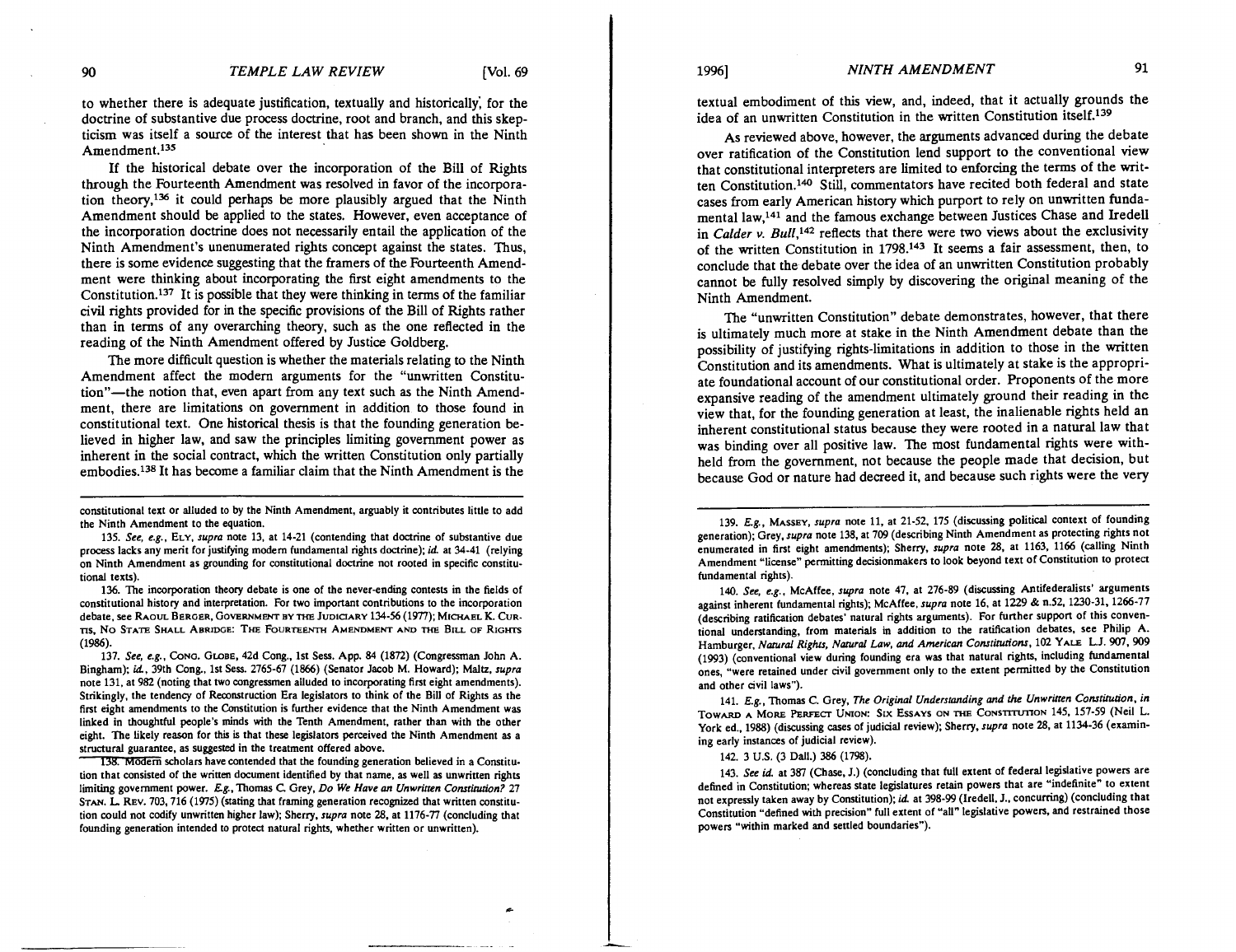to whether there is adequate justification, textually and historically, for the doctrine of substantive due process doctrine, root and branch, and this skepticism was itself a source of the interest that has been shown in the Ninth Amendment.[135]

If the historical debate over the incorporation of the Bill of Rights through the Fourteenth Amendment was resolved in favor of the incorporation theory,[136] it could perhaps be more plausibly argued that the Ninth Amendment should be applied to the states. However, even acceptance of the incorporation doctrine does not necessarily entail the application of the Ninth Amendment's unenumerated rights concept against the states. Thus, there is some evidence suggesting that the framers of the Fourteenth Amendment were thinking about incorporating the first eight amendments to the Constitution.[137] It is possible that they were thinking in terms of the familiar civil rights provided for in the specific provisions of the Bill of Rights rather than in terms of any overarching theory, such as the one reflected in the reading of the Ninth Amendment offered by Justice Goldberg.

The more difficult question is whether the materials relating to the Ninth Amendment affect the modern arguments for the "unwritten Constitution"—the notion that, even apart from any text such as the Ninth Amendment, there are limitations on government in addition to those found in constitutional text. One historical thesis is that the founding generation believed in higher law, and saw the principles limiting government power as inherent in the social contract, which the written Constitution only partially embodies.[138] It has become a familiar claim that the Ninth Amendment is the textual embodiment of this view, and, indeed, that it actually grounds the idea of an unwritten Constitution in the written Constitution itself.[139]

As reviewed above, however, the arguments advanced during the debate over ratification of the Constitution lend support to the conventional view that constitutional interpreters are limited to enforcing the terms of the written Constitution.[140] Still, commentators have recited both federal and state cases from early American history which purport to rely on unwritten fundamental law,[141] and the famous exchange between Justices Chase and Iredell in *Calder v. Bull*,[142] reflects that there were two views about the exclusivity of the written Constitution in 1798.[143] It seems a fair assessment, then, to conclude that the debate over the idea of an unwritten Constitution probably cannot be fully resolved simply by discovering the original meaning of the Ninth Amendment.

The "unwritten Constitution" debate demonstrates, however, that there is ultimately much more at stake in the Ninth Amendment debate than the possibility of justifying rights-limitations in addition to those in the written Constitution and its amendments. What is ultimately at stake is the appropriate foundational account of our constitutional order. Proponents of the more expansive reading of the amendment ultimately ground their reading in the view that, for the founding generation at least, the inalienable rights held an inherent constitutional status because they were rooted in a natural law that was binding over all positive law. The most fundamental rights were withheld from the government, not because the people made that decision, but because God or nature had decreed it, and because such rights were the very

---

constitutional text or alluded to by the Ninth Amendment, arguably it contributes little to add the Ninth Amendment to the equation.

135. *See, e.g.*, ELY, *supra* note 13, at 14-21 (contending that doctrine of substantive due process lacks any merit for justifying modern fundamental rights doctrine); *id.* at 34-41 (relying on Ninth Amendment as grounding for constitutional doctrine not rooted in specific constitutional texts).

136. The incorporation theory debate is one of the never-ending contests in the fields of constitutional history and interpretation. For two important contributions to the incorporation debate, see RAOUL BERGER, GOVERNMENT BY THE JUDICIARY 134-56 (1977); MICHAEL K. CURTIS, NO STATE SHALL ABRIDGE: THE FOURTEENTH AMENDMENT AND THE BILL OF RIGHTS (1986).

137. *See, e.g.*, CONG. GLOBE, 42d Cong., 1st Sess. App. 84 (1872) (Congressman John A. Bingham); *id.*, 39th Cong., 1st Sess. 2765-67 (1866) (Senator Jacob M. Howard); Maltz, *supra* note 131, at 982 (noting that two congressmen alluded to incorporating first eight amendments). Strikingly, the tendency of Reconstruction Era legislators to think of the Bill of Rights as the first eight amendments to the Constitution is further evidence that the Ninth Amendment was linked in thoughtful people's minds with the Tenth Amendment, rather than with the other eight. The likely reason for this is that these legislators perceived the Ninth Amendment as a structural guarantee, as suggested in the treatment offered above.

138. Modern scholars have contended that the founding generation believed in a Constitution that consisted of the written document identified by that name, as well as unwritten rights limiting government power. *E.g.*, Thomas C. Grey, *Do We Have an Unwritten Constitution?* 27 STAN. L. REV. 703, 716 (1975) (stating that framing generation recognized that written constitution could not codify unwritten higher law); Sherry, *supra* note 28, at 1176-77 (concluding that founding generation intended to protect natural rights, whether written or unwritten).

139. *E.g.*, MASSEY, *supra* note 11, at 21-52, 175 (discussing political context of founding generation); Grey, *supra* note 138, at 709 (describing Ninth Amendment as protecting rights not enumerated in first eight amendments); Sherry, *supra* note 28, at 1163, 1166 (calling Ninth Amendment "license" permitting decisionmakers to look beyond text of Constitution to protect fundamental rights).

140. *See, e.g.*, McAffee, *supra* note 47, at 276-89 (discussing Antifederalists' arguments against inherent fundamental rights); McAffee, *supra* note 16, at 1229 & n.52, 1230-31, 1266-77 (describing ratification debates' natural rights arguments). For further support of this conventional understanding, from materials in addition to the ratification debates, see Philip A. Hamburger, *Natural Rights, Natural Law, and American Constitutions*, 102 YALE L.J. 907, 909 (1993) (conventional view during founding era was that natural rights, including fundamental ones, "were retained under civil government only to the extent permitted by the Constitution and other civil laws").

141. *E.g.*, Thomas C. Grey, *The Original Understanding and the Unwritten Constitution*, *in* TOWARD A MORE PERFECT UNION: SIX ESSAYS ON THE CONSTITUTION 145, 157-59 (Neil L. York ed., 1988) (discussing cases of judicial review); Sherry, *supra* note 28, at 1134-36 (examining early instances of judicial review).

142. 3 U.S. (3 Dall.) 386 (1798).

143. *See id.* at 387 (Chase, J.) (concluding that full extent of federal legislative powers are defined in Constitution; whereas state legislatures retain powers that are "indefinite" to extent not expressly taken away by Constitution); *id.* at 398-99 (Iredell, J., concurring) (concluding that Constitution "defined with precision" full extent of "all" legislative powers, and restrained those powers "within marked and settled boundaries").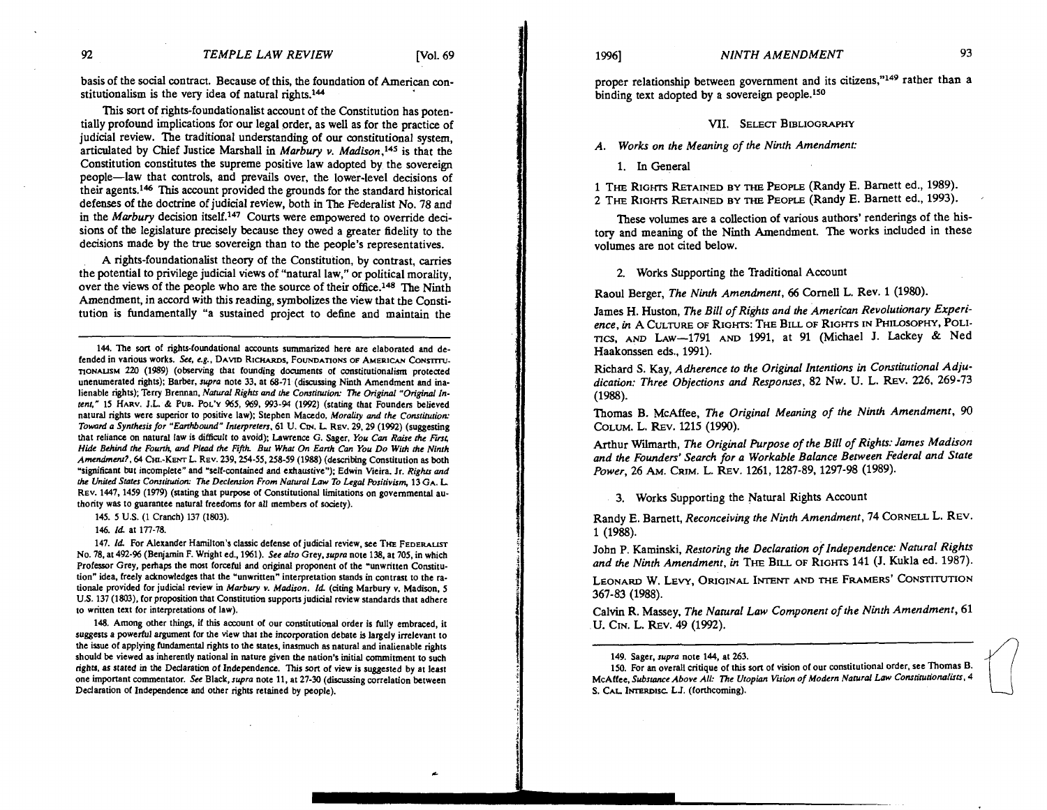basis of the social contract. Because of this, the foundation of American constitutionalism is the very idea of natural rights.[144]

This sort of rights-foundationalist account of the Constitution has potentially profound implications for our legal order, as well as for the practice of judicial review. The traditional understanding of our constitutional system, articulated by Chief Justice Marshall in *Marbury v. Madison*,[145] is that the Constitution constitutes the supreme positive law adopted by the sovereign people—law that controls, and prevails over, the lower-level decisions of their agents.[146] This account provided the grounds for the standard historical defenses of the doctrine of judicial review, both in The Federalist No. 78 and in the *Marbury* decision itself.[147] Courts were empowered to override decisions of the legislature precisely because they owed a greater fidelity to the decisions made by the true sovereign than to the people's representatives.

A rights-foundationalist theory of the Constitution, by contrast, carries the potential to privilege judicial views of "natural law," or political morality, over the views of the people who are the source of their office.[148] The Ninth Amendment, in accord with this reading, symbolizes the view that the Constitution is fundamentally "a sustained project to define and maintain the proper relationship between government and its citizens,"[149] rather than a binding text adopted by a sovereign people.[150]

## VII. Select Bibliography

### A. *Works on the Meaning of the Ninth Amendment:*

#### 1. In General

1 The Rights Retained by the People (Randy E. Barnett ed., 1989).
2 The Rights Retained by the People (Randy E. Barnett ed., 1993).

These volumes are a collection of various authors' renderings of the history and meaning of the Ninth Amendment. The works included in these volumes are not cited below.

#### 2. Works Supporting the Traditional Account

Raoul Berger, *The Ninth Amendment*, 66 Cornell L. Rev. 1 (1980).

James H. Huston, *The Bill of Rights and the American Revolutionary Experience*, *in* A Culture of Rights: The Bill of Rights in Philosophy, Politics, and Law—1791 and 1991, at 91 (Michael J. Lackey & Ned Haakonssen eds., 1991).

Richard S. Kay, *Adherence to the Original Intentions in Constitutional Adjudication: Three Objections and Responses*, 82 Nw. U. L. Rev. 226, 269-73 (1988).

Thomas B. McAffee, *The Original Meaning of the Ninth Amendment*, 90 Colum. L. Rev. 1215 (1990).

Arthur Wilmarth, *The Original Purpose of the Bill of Rights: James Madison and the Founders' Search for a Workable Balance Between Federal and State Power*, 26 Am. Crim. L. Rev. 1261, 1287-89, 1297-98 (1989).

#### 3. Works Supporting the Natural Rights Account

Randy E. Barnett, *Reconceiving the Ninth Amendment*, 74 Cornell L. Rev. 1 (1988).

John P. Kaminski, *Restoring the Declaration of Independence: Natural Rights and the Ninth Amendment*, *in* The Bill of Rights 141 (J. Kukla ed. 1987).

Leonard W. Levy, Original Intent and the Framers' Constitution 367-83 (1988).

Calvin R. Massey, *The Natural Law Component of the Ninth Amendment*, 61 U. Cin. L. Rev. 49 (1992).

---

144. The sort of rights-foundational accounts summarized here are elaborated and defended in various works. *See, e.g.*, David Richards, Foundations of American Constitutionalism 220 (1989) (observing that founding documents of constitutionalism protected unenumerated rights); Barber, *supra* note 33, at 68-71 (discussing Ninth Amendment and inalienable rights); Terry Brennan, *Natural Rights and the Constitution: The Original "Original Intent,"* 15 Harv. J.L. & Pub. Pol'y 965, 969, 993-94 (1992) (stating that Founders believed natural rights were superior to positive law); Stephen Macedo, *Morality and the Constitution: Toward a Synthesis for "Earthbound" Interpreters*, 61 U. Cin. L. Rev. 29, 29 (1992) (suggesting that reliance on natural law is difficult to avoid); Lawrence G. Sager, *You Can Raise the First, Hide Behind the Fourth, and Plead the Fifth. But What On Earth Can You Do With the Ninth Amendment?*, 64 Chi.-Kent L. Rev. 239, 254-55, 258-59 (1988) (describing Constitution as both "significant but incomplete" and "self-contained and exhaustive"); Edwin Vieira, Jr. *Rights and the United States Constitution: The Declension From Natural Law To Legal Positivism*, 13 Ga. L. Rev. 1447, 1459 (1979) (stating that purpose of Constitutional limitations on governmental authority was to guarantee natural freedoms for all members of society).

145. 5 U.S. (1 Cranch) 137 (1803).

146. *Id.* at 177-78.

147. *Id.* For Alexander Hamilton's classic defense of judicial review, see The Federalist No. 78, at 492-96 (Benjamin F. Wright ed., 1961). *See also* Grey, *supra* note 138, at 705, in which Professor Grey, perhaps the most forceful and original proponent of the "unwritten Constitution" idea, freely acknowledges that the "unwritten" interpretation stands in contrast to the rationale provided for judicial review in *Marbury v. Madison*. *Id.* (citing Marbury v. Madison, 5 U.S. 137 (1803), for proposition that Constitution supports judicial review standards that adhere to written text for interpretations of law).

148. Among other things, if this account of our constitutional order is fully embraced, it suggests a powerful argument for the view that the incorporation debate is largely irrelevant to the issue of applying fundamental rights to the states, inasmuch as natural and inalienable rights should be viewed as inherently national in nature given the nation's initial commitment to such rights, as stated in the Declaration of Independence. This sort of view is suggested by at least one important commentator. *See* Black, *supra* note 11, at 27-30 (discussing correlation between Declaration of Independence and other rights retained by people).

149. Sager, *supra* note 144, at 263.

150. For an overall critique of this sort of vision of our constitutional order, see Thomas B. McAffee, *Substance Above All: The Utopian Vision of Modern Natural Law Constitutionalists*, 4 S. Cal. Interdisc. L.J. (forthcoming).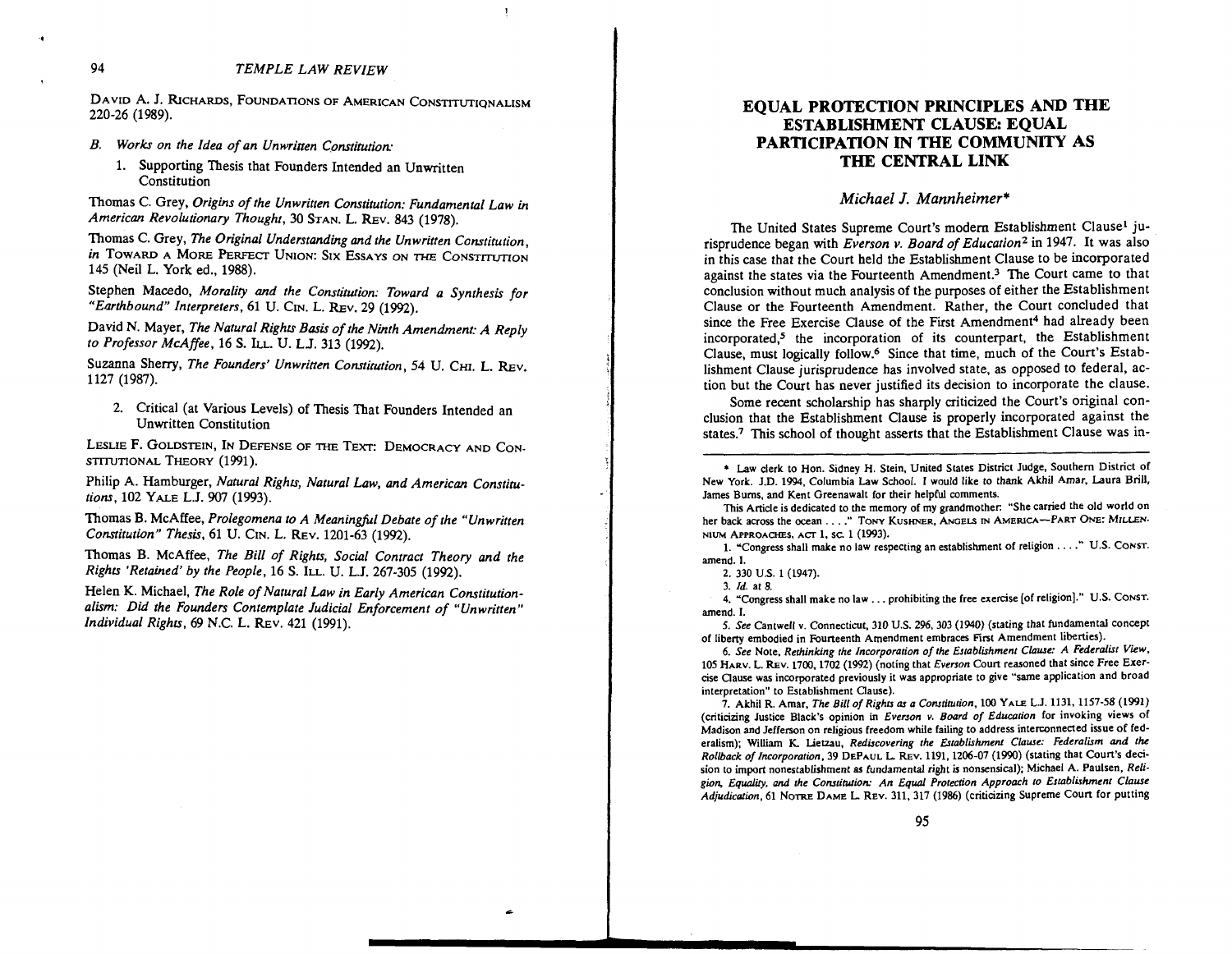David A. J. Richards, Foundations of American Constitutionalism 220-26 (1989).

*B. Works on the Idea of an Unwritten Constitution:*

1. Supporting Thesis that Founders Intended an Unwritten Constitution

Thomas C. Grey, *Origins of the Unwritten Constitution: Fundamental Law in American Revolutionary Thought*, 30 Stan. L. Rev. 843 (1978).

Thomas C. Grey, *The Original Understanding and the Unwritten Constitution*, *in* Toward a More Perfect Union: Six Essays on the Constitution 145 (Neil L. York ed., 1988).

Stephen Macedo, *Morality and the Constitution: Toward a Synthesis for "Earthbound" Interpreters*, 61 U. Cin. L. Rev. 29 (1992).

David N. Mayer, *The Natural Rights Basis of the Ninth Amendment: A Reply to Professor McAffee*, 16 S. Ill. U. L.J. 313 (1992).

Suzanna Sherry, *The Founders' Unwritten Constitution*, 54 U. Chi. L. Rev. 1127 (1987).

2. Critical (at Various Levels) of Thesis That Founders Intended an Unwritten Constitution

Leslie F. Goldstein, In Defense of the Text: Democracy and Constitutional Theory (1991).

Philip A. Hamburger, *Natural Rights, Natural Law, and American Constitutions*, 102 Yale L.J. 907 (1993).

Thomas B. McAffee, *Prolegomena to A Meaningful Debate of the "Unwritten Constitution" Thesis*, 61 U. Cin. L. Rev. 1201-63 (1992).

Thomas B. McAffee, *The Bill of Rights, Social Contract Theory and the Rights 'Retained' by the People*, 16 S. Ill. U. L.J. 267-305 (1992).

Helen K. Michael, *The Role of Natural Law in Early American Constitutionalism: Did the Founders Contemplate Judicial Enforcement of "Unwritten" Individual Rights*, 69 N.C. L. Rev. 421 (1991).

# EQUAL PROTECTION PRINCIPLES AND THE ESTABLISHMENT CLAUSE: EQUAL PARTICIPATION IN THE COMMUNITY AS THE CENTRAL LINK

*Michael J. Mannheimer\**

The United States Supreme Court's modern Establishment Clause[1] jurisprudence began with *Everson v. Board of Education*[2] in 1947. It was also in this case that the Court held the Establishment Clause to be incorporated against the states via the Fourteenth Amendment.[3] The Court came to that conclusion without much analysis of the purposes of either the Establishment Clause or the Fourteenth Amendment. Rather, the Court concluded that since the Free Exercise Clause of the First Amendment[4] had already been incorporated,[5] the incorporation of its counterpart, the Establishment Clause, must logically follow.[6] Since that time, much of the Court's Establishment Clause jurisprudence has involved state, as opposed to federal, action but the Court has never justified its decision to incorporate the clause.

Some recent scholarship has sharply criticized the Court's original conclusion that the Establishment Clause is properly incorporated against the states.[7] This school of thought asserts that the Establishment Clause was in-

\* Law clerk to Hon. Sidney H. Stein, United States District Judge, Southern District of New York. J.D. 1994, Columbia Law School. I would like to thank Akhil Amar, Laura Brill, James Burns, and Kent Greenawalt for their helpful comments.

This Article is dedicated to the memory of my grandmother: "She carried the old world on her back across the ocean . . . ." Tony Kushner, Angels in America—Part One: Millennium Approaches, act 1, sc. 1 (1993).

1. "Congress shall make no law respecting an establishment of religion . . . ." U.S. Const. amend. I.

2. 330 U.S. 1 (1947).

3. *Id.* at 8.

4. "Congress shall make no law . . . prohibiting the free exercise [of religion]." U.S. Const. amend. I.

5. *See* Cantwell v. Connecticut, 310 U.S. 296, 303 (1940) (stating that fundamental concept of liberty embodied in Fourteenth Amendment embraces First Amendment liberties).

6. *See* Note, *Rethinking the Incorporation of the Establishment Clause: A Federalist View*, 105 Harv. L. Rev. 1700, 1702 (1992) (noting that *Everson* Court reasoned that since Free Exercise Clause was incorporated previously it was appropriate to give "same application and broad interpretation" to Establishment Clause).

7. Akhil R. Amar, *The Bill of Rights as a Constitution*, 100 Yale L.J. 1131, 1157-58 (1991) (criticizing Justice Black's opinion in *Everson v. Board of Education* for invoking views of Madison and Jefferson on religious freedom while failing to address interconnected issue of federalism); William K. Lietzau, *Rediscovering the Establishment Clause: Federalism and the Rollback of Incorporation*, 39 DePaul L. Rev. 1191, 1206-07 (1990) (stating that Court's decision to import nonestablishment as fundamental right is nonsensical); Michael A. Paulsen, *Religion, Equality, and the Constitution: An Equal Protection Approach to Establishment Clause Adjudication*, 61 Notre Dame L. Rev. 311, 317 (1986) (criticizing Supreme Court for putting